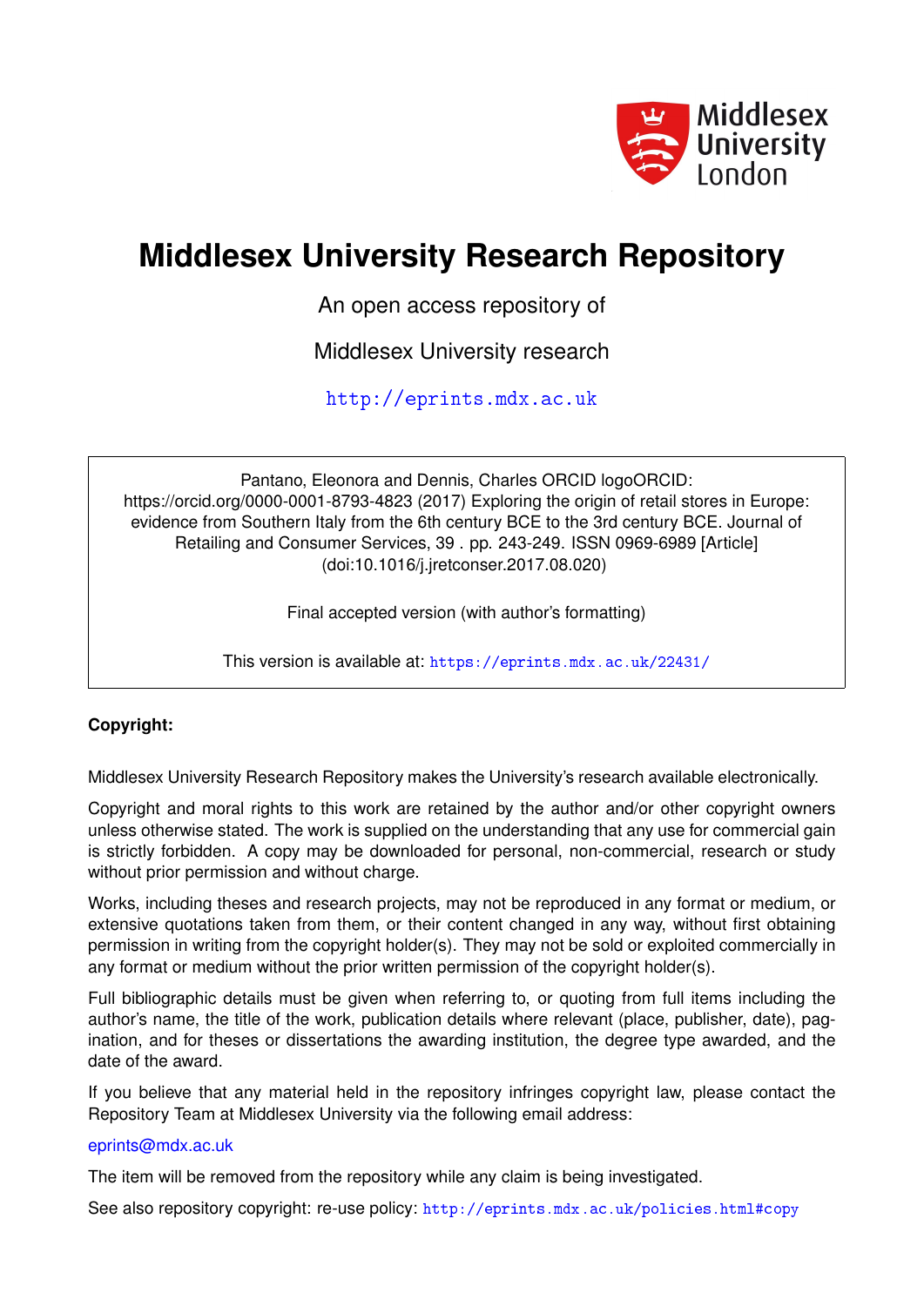# Middlesex University Research Repository

An open access repository of

Middlesex University research

http://eprints.mdx.ac.uk

Pantano, Eleonora and Dennis, Charles ORCID logoORCID: https://orcid.org/0000-0001-8793-4823 (2017) Exploring the origin of retail stores in Europe: evidence from Southern Italy from the 6th century BCE to the 3rd century BCE. Journal of Retailing and Consumer Services, 39 . pp. 243-249. ISSN 0969-6989 [Article] (doi:10.1016/j.jretconser.2017.08.020)

Final accepted version (with author's formatting)

This version is available at: https://eprints.mdx.ac.uk/22431/

**Copyright:**

Middlesex University Research Repository makes the University's research available electronically.

Copyright and moral rights to this work are retained by the author and/or other copyright owners unless otherwise stated. The work is supplied on the understanding that any use for commercial gain is strictly forbidden. A copy may be downloaded for personal, non-commercial, research or study without prior permission and without charge.

Works, including theses and research projects, may not be reproduced in any format or medium, or extensive quotations taken from them, or their content changed in any way, without first obtaining permission in writing from the copyright holder(s). They may not be sold or exploited commercially in any format or medium without the prior written permission of the copyright holder(s).

Full bibliographic details must be given when referring to, or quoting from full items including the author's name, the title of the work, publication details where relevant (place, publisher, date), pagination, and for theses or dissertations the awarding institution, the degree type awarded, and the date of the award.

If you believe that any material held in the repository infringes copyright law, please contact the Repository Team at Middlesex University via the following email address:

eprints@mdx.ac.uk

The item will be removed from the repository while any claim is being investigated.

See also repository copyright: re-use policy: http://eprints.mdx.ac.uk/policies.html#copy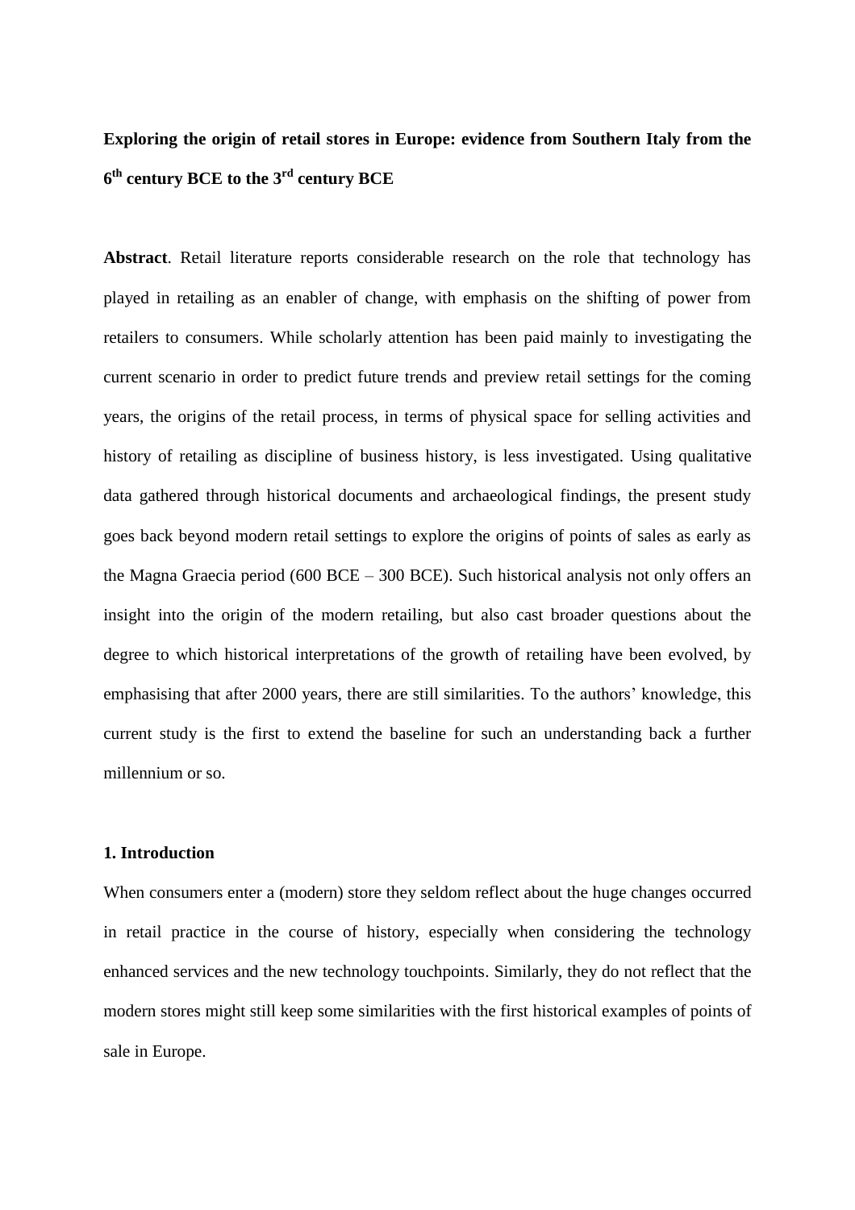**Exploring the origin of retail stores in Europe: evidence from Southern Italy from the 6th century BCE to the 3rd century BCE**

**Abstract**. Retail literature reports considerable research on the role that technology has played in retailing as an enabler of change, with emphasis on the shifting of power from retailers to consumers. While scholarly attention has been paid mainly to investigating the current scenario in order to predict future trends and preview retail settings for the coming years, the origins of the retail process, in terms of physical space for selling activities and history of retailing as discipline of business history, is less investigated. Using qualitative data gathered through historical documents and archaeological findings, the present study goes back beyond modern retail settings to explore the origins of points of sales as early as the Magna Graecia period (600 BCE – 300 BCE). Such historical analysis not only offers an insight into the origin of the modern retailing, but also cast broader questions about the degree to which historical interpretations of the growth of retailing have been evolved, by emphasising that after 2000 years, there are still similarities. To the authors' knowledge, this current study is the first to extend the baseline for such an understanding back a further millennium or so.

## 1. Introduction

When consumers enter a (modern) store they seldom reflect about the huge changes occurred in retail practice in the course of history, especially when considering the technology enhanced services and the new technology touchpoints. Similarly, they do not reflect that the modern stores might still keep some similarities with the first historical examples of points of sale in Europe.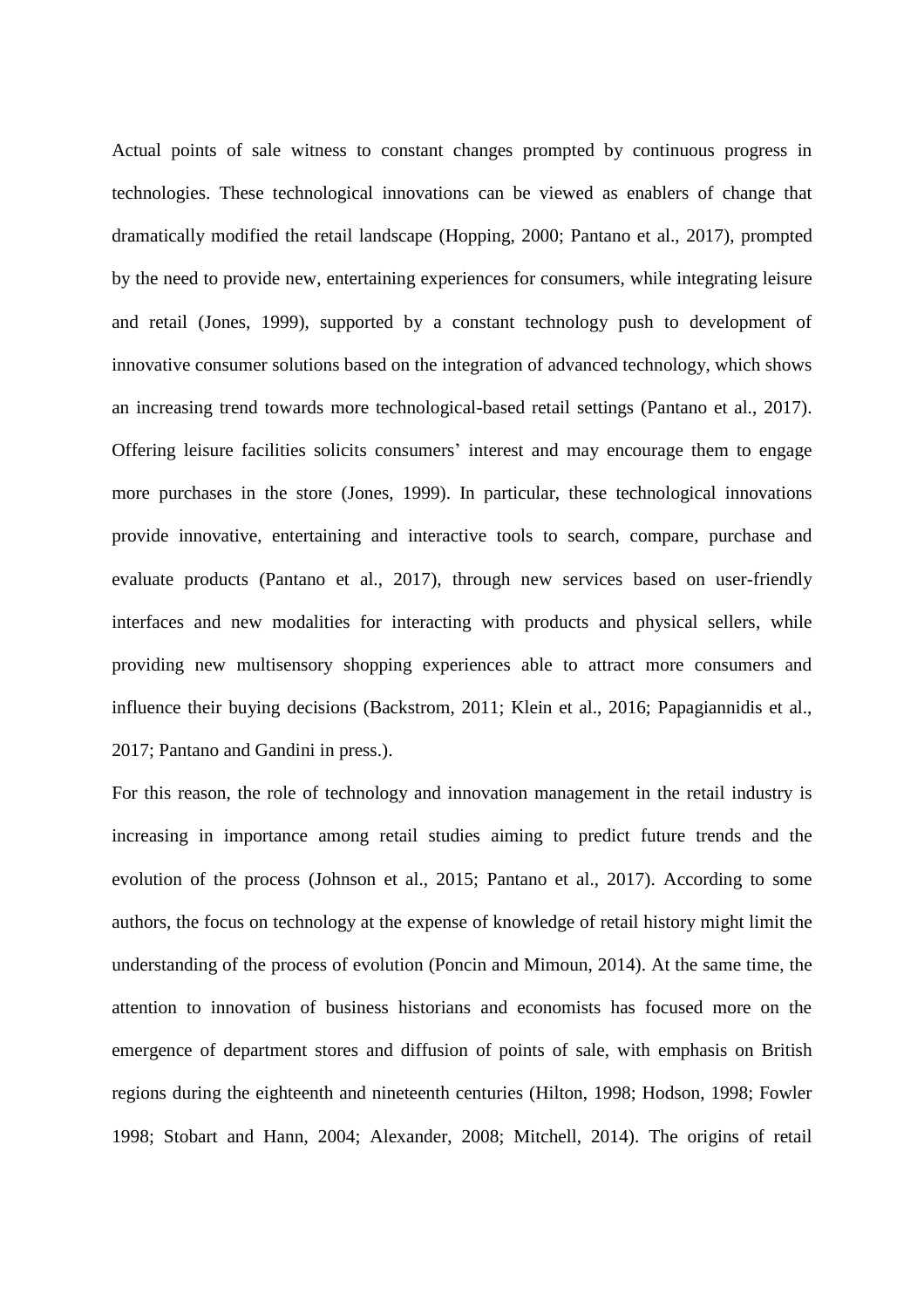Actual points of sale witness to constant changes prompted by continuous progress in technologies. These technological innovations can be viewed as enablers of change that dramatically modified the retail landscape (Hopping, 2000; Pantano et al., 2017), prompted by the need to provide new, entertaining experiences for consumers, while integrating leisure and retail (Jones, 1999), supported by a constant technology push to development of innovative consumer solutions based on the integration of advanced technology, which shows an increasing trend towards more technological-based retail settings (Pantano et al., 2017). Offering leisure facilities solicits consumers' interest and may encourage them to engage more purchases in the store (Jones, 1999). In particular, these technological innovations provide innovative, entertaining and interactive tools to search, compare, purchase and evaluate products (Pantano et al., 2017), through new services based on user-friendly interfaces and new modalities for interacting with products and physical sellers, while providing new multisensory shopping experiences able to attract more consumers and influence their buying decisions (Backstrom, 2011; Klein et al., 2016; Papagiannidis et al., 2017; Pantano and Gandini in press.).

For this reason, the role of technology and innovation management in the retail industry is increasing in importance among retail studies aiming to predict future trends and the evolution of the process (Johnson et al., 2015; Pantano et al., 2017). According to some authors, the focus on technology at the expense of knowledge of retail history might limit the understanding of the process of evolution (Poncin and Mimoun, 2014). At the same time, the attention to innovation of business historians and economists has focused more on the emergence of department stores and diffusion of points of sale, with emphasis on British regions during the eighteenth and nineteenth centuries (Hilton, 1998; Hodson, 1998; Fowler 1998; Stobart and Hann, 2004; Alexander, 2008; Mitchell, 2014). The origins of retail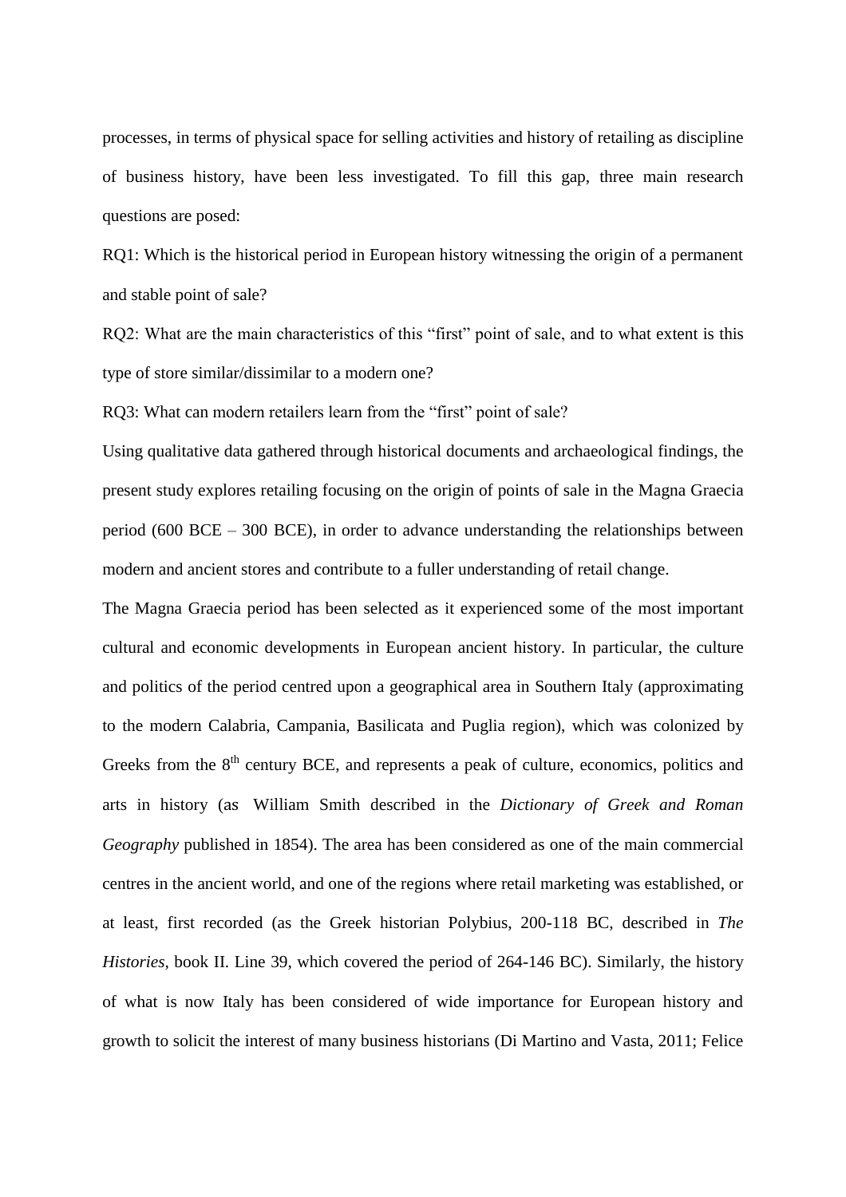processes, in terms of physical space for selling activities and history of retailing as discipline of business history, have been less investigated. To fill this gap, three main research questions are posed:

RQ1: Which is the historical period in European history witnessing the origin of a permanent and stable point of sale?

RQ2: What are the main characteristics of this "first" point of sale, and to what extent is this type of store similar/dissimilar to a modern one?

RQ3: What can modern retailers learn from the "first" point of sale?

Using qualitative data gathered through historical documents and archaeological findings, the present study explores retailing focusing on the origin of points of sale in the Magna Graecia period (600 BCE – 300 BCE), in order to advance understanding the relationships between modern and ancient stores and contribute to a fuller understanding of retail change.

The Magna Graecia period has been selected as it experienced some of the most important cultural and economic developments in European ancient history. In particular, the culture and politics of the period centred upon a geographical area in Southern Italy (approximating to the modern Calabria, Campania, Basilicata and Puglia region), which was colonized by Greeks from the 8th century BCE, and represents a peak of culture, economics, politics and arts in history (as William Smith described in the *Dictionary of Greek and Roman Geography* published in 1854). The area has been considered as one of the main commercial centres in the ancient world, and one of the regions where retail marketing was established, or at least, first recorded (as the Greek historian Polybius, 200-118 BC, described in *The Histories*, book II. Line 39, which covered the period of 264-146 BC). Similarly, the history of what is now Italy has been considered of wide importance for European history and growth to solicit the interest of many business historians (Di Martino and Vasta, 2011; Felice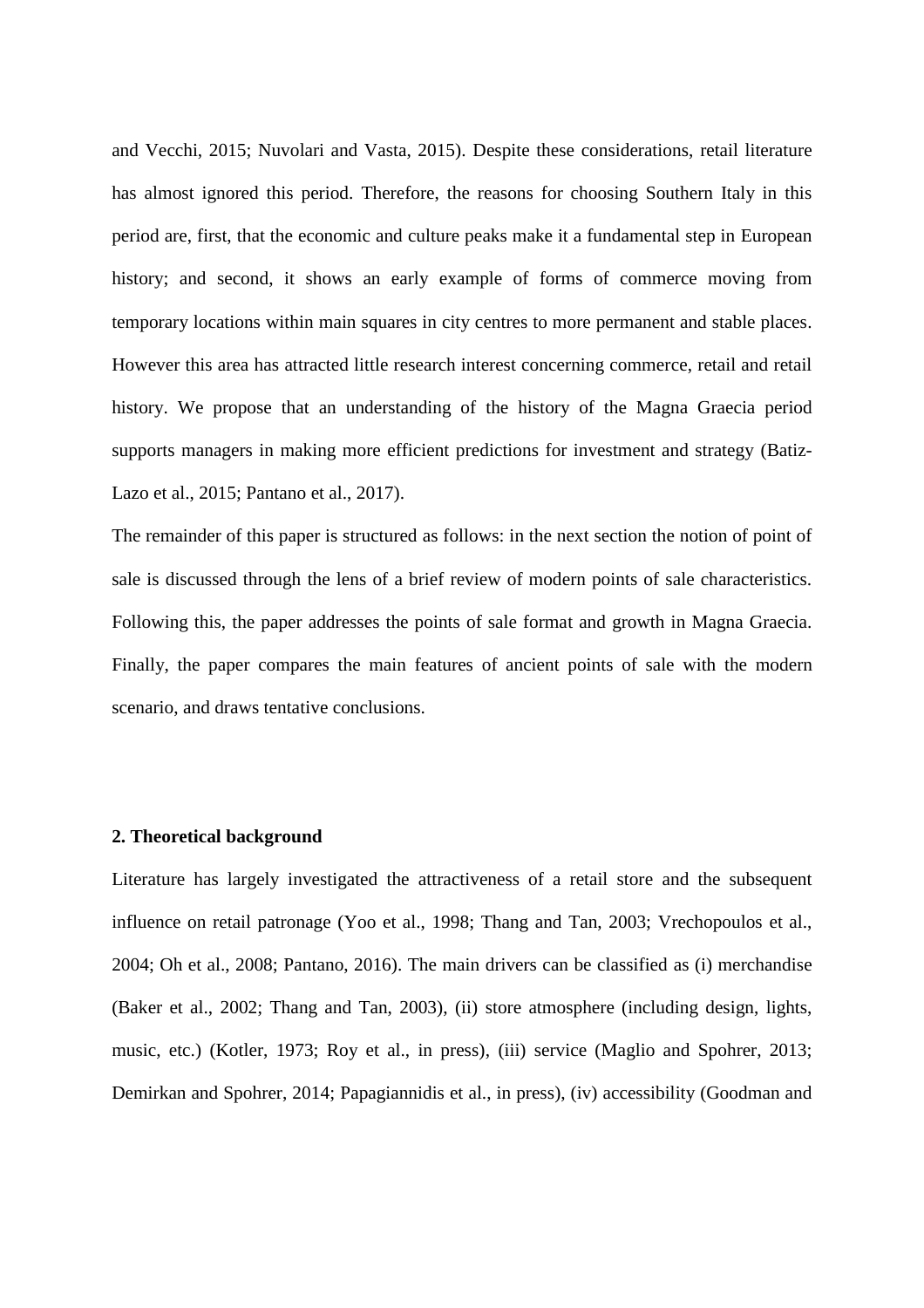and Vecchi, 2015; Nuvolari and Vasta, 2015). Despite these considerations, retail literature has almost ignored this period. Therefore, the reasons for choosing Southern Italy in this period are, first, that the economic and culture peaks make it a fundamental step in European history; and second, it shows an early example of forms of commerce moving from temporary locations within main squares in city centres to more permanent and stable places. However this area has attracted little research interest concerning commerce, retail and retail history. We propose that an understanding of the history of the Magna Graecia period supports managers in making more efficient predictions for investment and strategy (Batiz-Lazo et al., 2015; Pantano et al., 2017).

The remainder of this paper is structured as follows: in the next section the notion of point of sale is discussed through the lens of a brief review of modern points of sale characteristics. Following this, the paper addresses the points of sale format and growth in Magna Graecia. Finally, the paper compares the main features of ancient points of sale with the modern scenario, and draws tentative conclusions.

## 2. Theoretical background

Literature has largely investigated the attractiveness of a retail store and the subsequent influence on retail patronage (Yoo et al., 1998; Thang and Tan, 2003; Vrechopoulos et al., 2004; Oh et al., 2008; Pantano, 2016). The main drivers can be classified as (i) merchandise (Baker et al., 2002; Thang and Tan, 2003), (ii) store atmosphere (including design, lights, music, etc.) (Kotler, 1973; Roy et al., in press), (iii) service (Maglio and Spohrer, 2013; Demirkan and Spohrer, 2014; Papagiannidis et al., in press), (iv) accessibility (Goodman and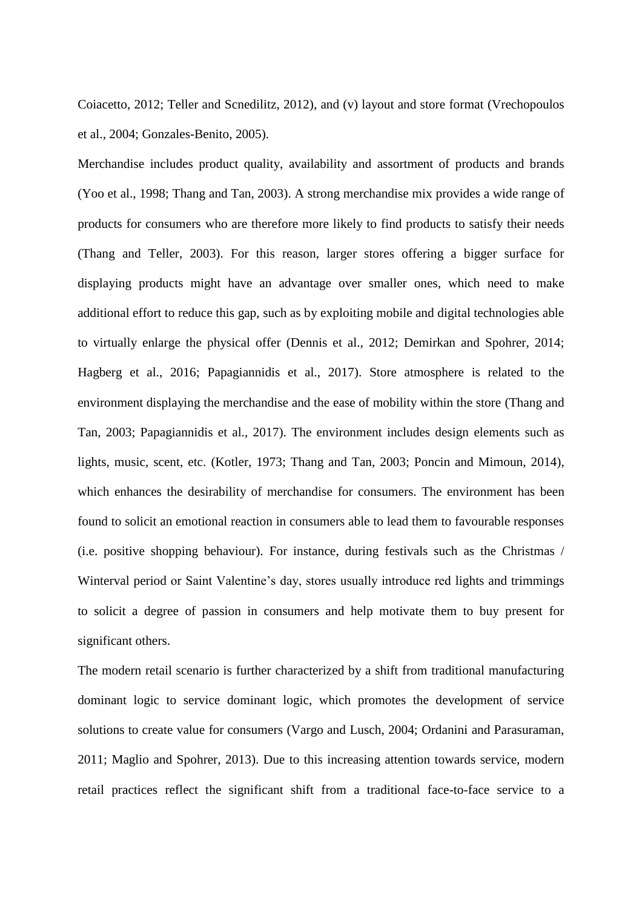Coiacetto, 2012; Teller and Scnedilitz, 2012), and (v) layout and store format (Vrechopoulos et al., 2004; Gonzales-Benito, 2005).

Merchandise includes product quality, availability and assortment of products and brands (Yoo et al., 1998; Thang and Tan, 2003). A strong merchandise mix provides a wide range of products for consumers who are therefore more likely to find products to satisfy their needs (Thang and Teller, 2003). For this reason, larger stores offering a bigger surface for displaying products might have an advantage over smaller ones, which need to make additional effort to reduce this gap, such as by exploiting mobile and digital technologies able to virtually enlarge the physical offer (Dennis et al., 2012; Demirkan and Spohrer, 2014; Hagberg et al., 2016; Papagiannidis et al., 2017). Store atmosphere is related to the environment displaying the merchandise and the ease of mobility within the store (Thang and Tan, 2003; Papagiannidis et al., 2017). The environment includes design elements such as lights, music, scent, etc. (Kotler, 1973; Thang and Tan, 2003; Poncin and Mimoun, 2014), which enhances the desirability of merchandise for consumers. The environment has been found to solicit an emotional reaction in consumers able to lead them to favourable responses (i.e. positive shopping behaviour). For instance, during festivals such as the Christmas / Winterval period or Saint Valentine's day, stores usually introduce red lights and trimmings to solicit a degree of passion in consumers and help motivate them to buy present for significant others.

The modern retail scenario is further characterized by a shift from traditional manufacturing dominant logic to service dominant logic, which promotes the development of service solutions to create value for consumers (Vargo and Lusch, 2004; Ordanini and Parasuraman, 2011; Maglio and Spohrer, 2013). Due to this increasing attention towards service, modern retail practices reflect the significant shift from a traditional face-to-face service to a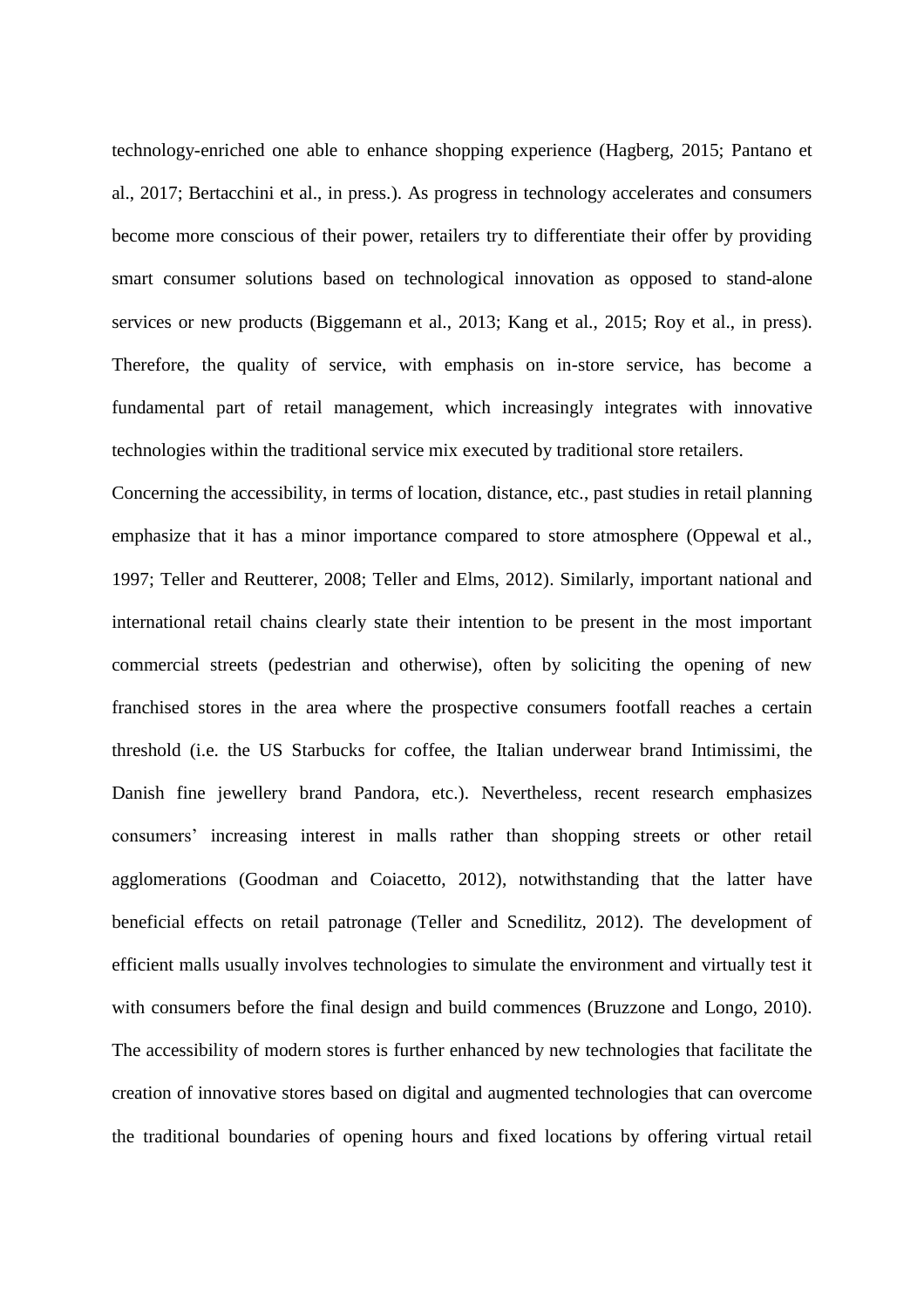technology-enriched one able to enhance shopping experience (Hagberg, 2015; Pantano et al., 2017; Bertacchini et al., in press.). As progress in technology accelerates and consumers become more conscious of their power, retailers try to differentiate their offer by providing smart consumer solutions based on technological innovation as opposed to stand-alone services or new products (Biggemann et al., 2013; Kang et al., 2015; Roy et al., in press). Therefore, the quality of service, with emphasis on in-store service, has become a fundamental part of retail management, which increasingly integrates with innovative technologies within the traditional service mix executed by traditional store retailers.

Concerning the accessibility, in terms of location, distance, etc., past studies in retail planning emphasize that it has a minor importance compared to store atmosphere (Oppewal et al., 1997; Teller and Reutterer, 2008; Teller and Elms, 2012). Similarly, important national and international retail chains clearly state their intention to be present in the most important commercial streets (pedestrian and otherwise), often by soliciting the opening of new franchised stores in the area where the prospective consumers footfall reaches a certain threshold (i.e. the US Starbucks for coffee, the Italian underwear brand Intimissimi, the Danish fine jewellery brand Pandora, etc.). Nevertheless, recent research emphasizes consumers' increasing interest in malls rather than shopping streets or other retail agglomerations (Goodman and Coiacetto, 2012), notwithstanding that the latter have beneficial effects on retail patronage (Teller and Scnedilitz, 2012). The development of efficient malls usually involves technologies to simulate the environment and virtually test it with consumers before the final design and build commences (Bruzzone and Longo, 2010). The accessibility of modern stores is further enhanced by new technologies that facilitate the creation of innovative stores based on digital and augmented technologies that can overcome the traditional boundaries of opening hours and fixed locations by offering virtual retail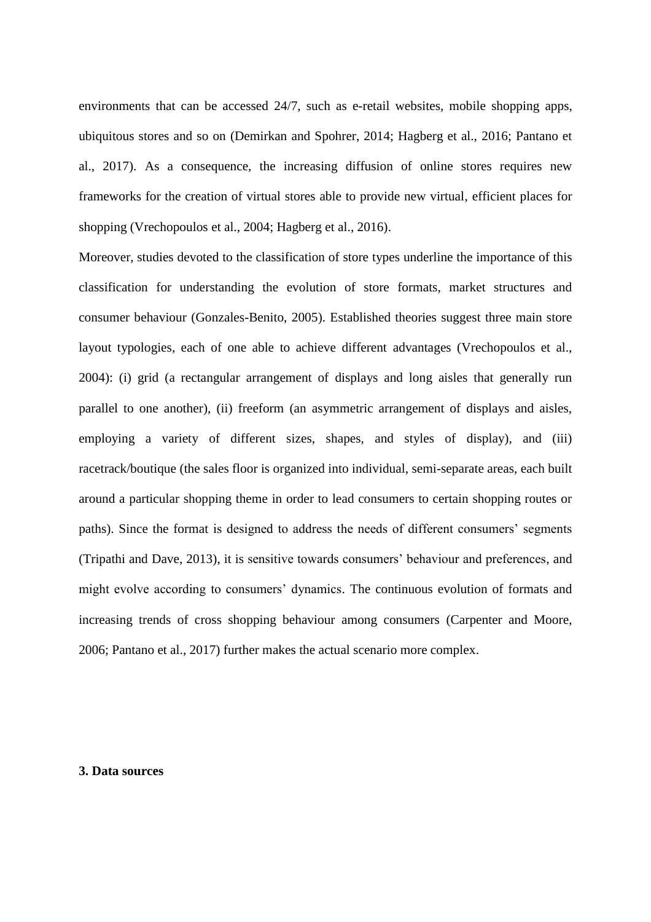environments that can be accessed 24/7, such as e-retail websites, mobile shopping apps, ubiquitous stores and so on (Demirkan and Spohrer, 2014; Hagberg et al., 2016; Pantano et al., 2017). As a consequence, the increasing diffusion of online stores requires new frameworks for the creation of virtual stores able to provide new virtual, efficient places for shopping (Vrechopoulos et al., 2004; Hagberg et al., 2016).

Moreover, studies devoted to the classification of store types underline the importance of this classification for understanding the evolution of store formats, market structures and consumer behaviour (Gonzales-Benito, 2005). Established theories suggest three main store layout typologies, each of one able to achieve different advantages (Vrechopoulos et al., 2004): (i) grid (a rectangular arrangement of displays and long aisles that generally run parallel to one another), (ii) freeform (an asymmetric arrangement of displays and aisles, employing a variety of different sizes, shapes, and styles of display), and (iii) racetrack/boutique (the sales floor is organized into individual, semi-separate areas, each built around a particular shopping theme in order to lead consumers to certain shopping routes or paths). Since the format is designed to address the needs of different consumers' segments (Tripathi and Dave, 2013), it is sensitive towards consumers' behaviour and preferences, and might evolve according to consumers' dynamics. The continuous evolution of formats and increasing trends of cross shopping behaviour among consumers (Carpenter and Moore, 2006; Pantano et al., 2017) further makes the actual scenario more complex.

## 3. Data sources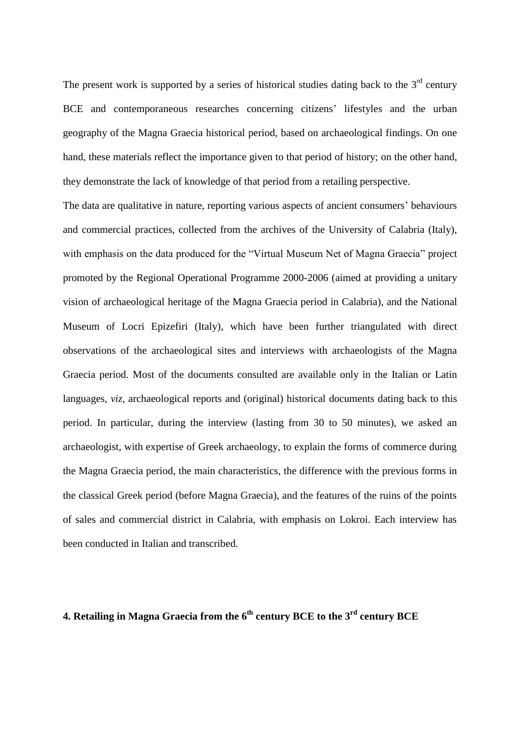The present work is supported by a series of historical studies dating back to the 3rd century BCE and contemporaneous researches concerning citizens' lifestyles and the urban geography of the Magna Graecia historical period, based on archaeological findings. On one hand, these materials reflect the importance given to that period of history; on the other hand, they demonstrate the lack of knowledge of that period from a retailing perspective.

The data are qualitative in nature, reporting various aspects of ancient consumers' behaviours and commercial practices, collected from the archives of the University of Calabria (Italy), with emphasis on the data produced for the "Virtual Museum Net of Magna Graecia" project promoted by the Regional Operational Programme 2000-2006 (aimed at providing a unitary vision of archaeological heritage of the Magna Graecia period in Calabria), and the National Museum of Locri Epizefiri (Italy), which have been further triangulated with direct observations of the archaeological sites and interviews with archaeologists of the Magna Graecia period. Most of the documents consulted are available only in the Italian or Latin languages, *viz*, archaeological reports and (original) historical documents dating back to this period. In particular, during the interview (lasting from 30 to 50 minutes), we asked an archaeologist, with expertise of Greek archaeology, to explain the forms of commerce during the Magna Graecia period, the main characteristics, the difference with the previous forms in the classical Greek period (before Magna Graecia), and the features of the ruins of the points of sales and commercial district in Calabria, with emphasis on Lokroi. Each interview has been conducted in Italian and transcribed.

## 4. Retailing in Magna Graecia from the 6th century BCE to the 3rd century BCE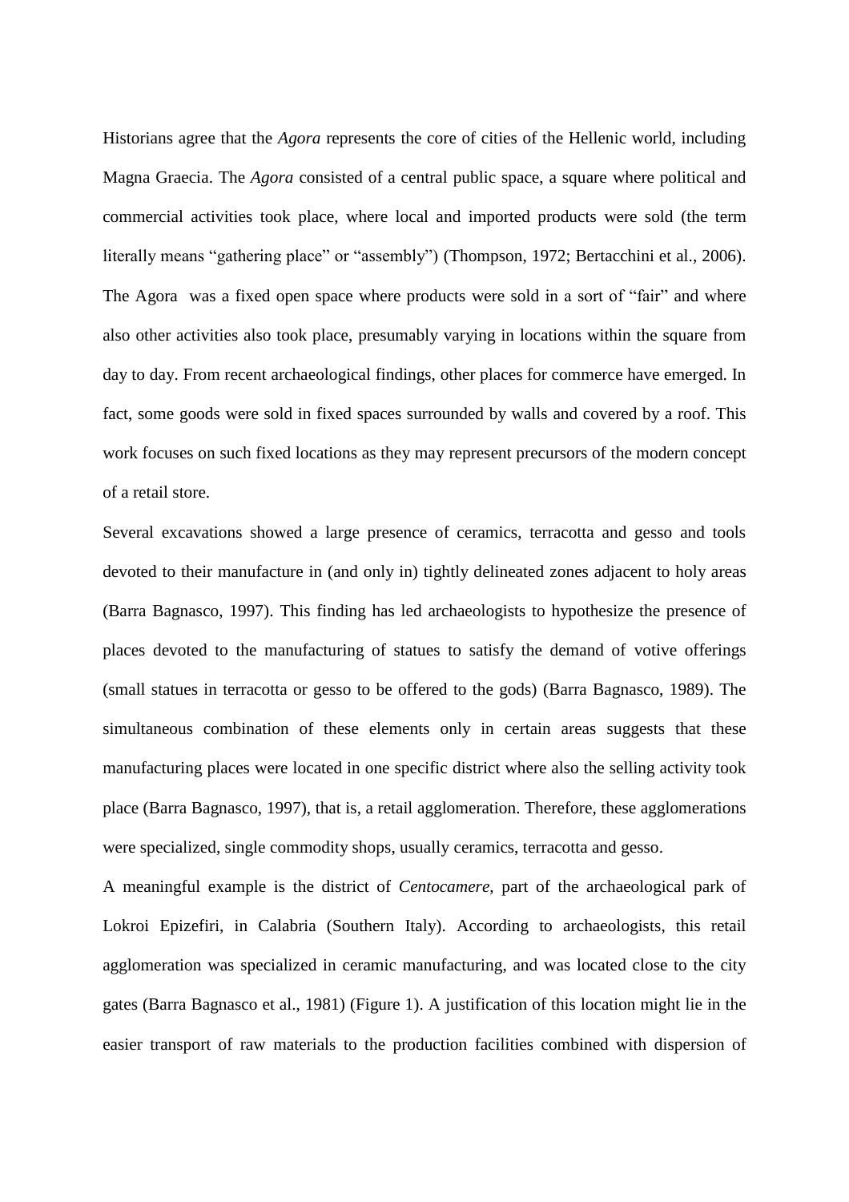Historians agree that the *Agora* represents the core of cities of the Hellenic world, including Magna Graecia. The *Agora* consisted of a central public space, a square where political and commercial activities took place, where local and imported products were sold (the term literally means “gathering place” or “assembly”) (Thompson, 1972; Bertacchini et al., 2006). The Agora was a fixed open space where products were sold in a sort of “fair” and where also other activities also took place, presumably varying in locations within the square from day to day. From recent archaeological findings, other places for commerce have emerged. In fact, some goods were sold in fixed spaces surrounded by walls and covered by a roof. This work focuses on such fixed locations as they may represent precursors of the modern concept of a retail store.

Several excavations showed a large presence of ceramics, terracotta and gesso and tools devoted to their manufacture in (and only in) tightly delineated zones adjacent to holy areas (Barra Bagnasco, 1997). This finding has led archaeologists to hypothesize the presence of places devoted to the manufacturing of statues to satisfy the demand of votive offerings (small statues in terracotta or gesso to be offered to the gods) (Barra Bagnasco, 1989). The simultaneous combination of these elements only in certain areas suggests that these manufacturing places were located in one specific district where also the selling activity took place (Barra Bagnasco, 1997), that is, a retail agglomeration. Therefore, these agglomerations were specialized, single commodity shops, usually ceramics, terracotta and gesso.

A meaningful example is the district of *Centocamere*, part of the archaeological park of Lokroi Epizefiri, in Calabria (Southern Italy). According to archaeologists, this retail agglomeration was specialized in ceramic manufacturing, and was located close to the city gates (Barra Bagnasco et al., 1981) (Figure 1). A justification of this location might lie in the easier transport of raw materials to the production facilities combined with dispersion of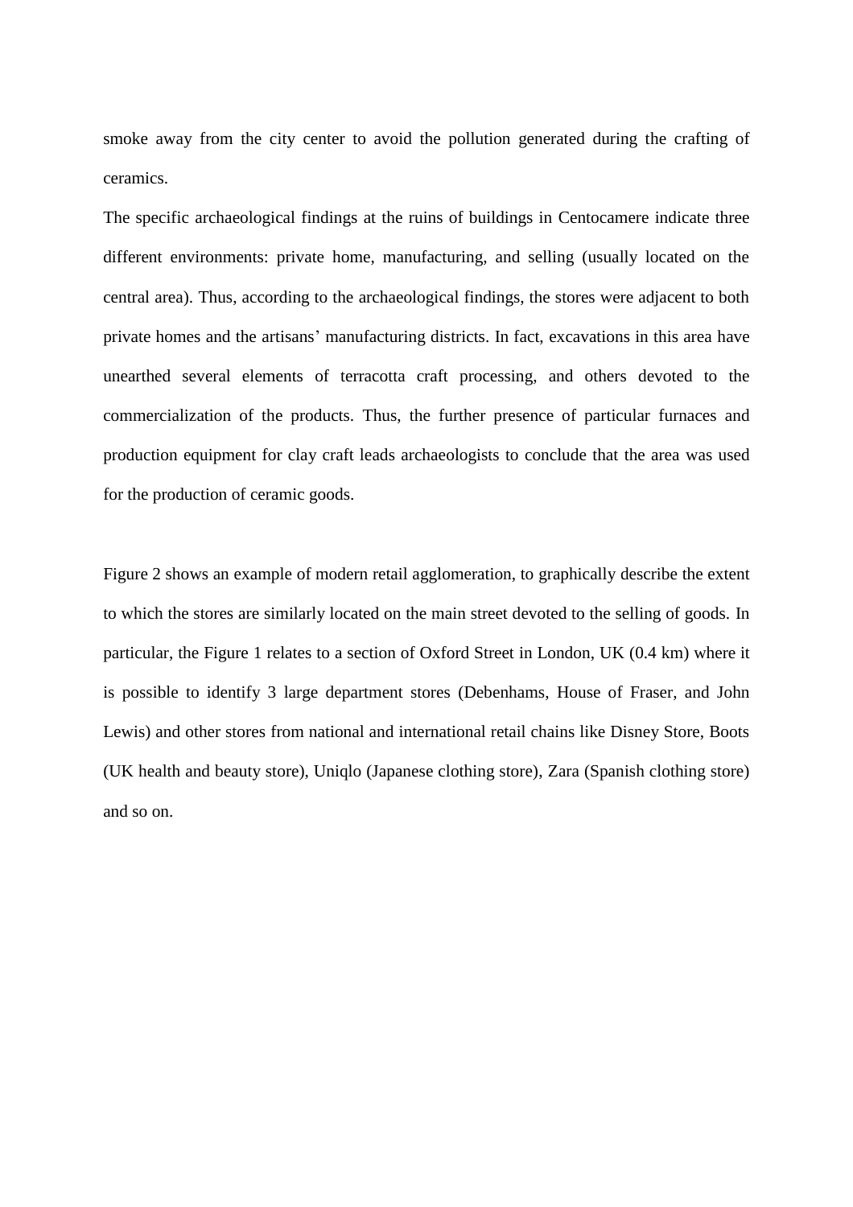smoke away from the city center to avoid the pollution generated during the crafting of ceramics.

The specific archaeological findings at the ruins of buildings in Centocamere indicate three different environments: private home, manufacturing, and selling (usually located on the central area). Thus, according to the archaeological findings, the stores were adjacent to both private homes and the artisans' manufacturing districts. In fact, excavations in this area have unearthed several elements of terracotta craft processing, and others devoted to the commercialization of the products. Thus, the further presence of particular furnaces and production equipment for clay craft leads archaeologists to conclude that the area was used for the production of ceramic goods.

Figure 2 shows an example of modern retail agglomeration, to graphically describe the extent to which the stores are similarly located on the main street devoted to the selling of goods. In particular, the Figure 1 relates to a section of Oxford Street in London, UK (0.4 km) where it is possible to identify 3 large department stores (Debenhams, House of Fraser, and John Lewis) and other stores from national and international retail chains like Disney Store, Boots (UK health and beauty store), Uniqlo (Japanese clothing store), Zara (Spanish clothing store) and so on.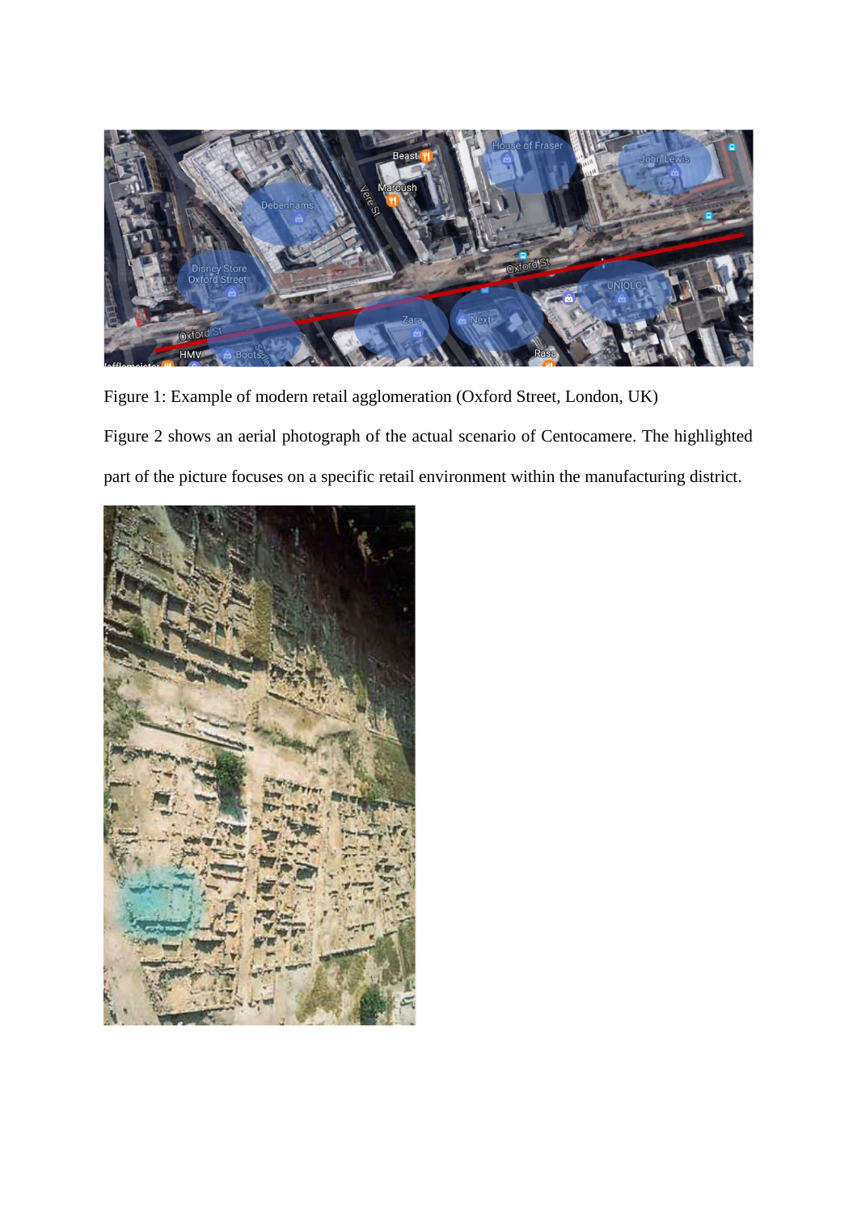Figure 1: Example of modern retail agglomeration (Oxford Street, London, UK)

Figure 2 shows an aerial photograph of the actual scenario of Centocamere. The highlighted part of the picture focuses on a specific retail environment within the manufacturing district.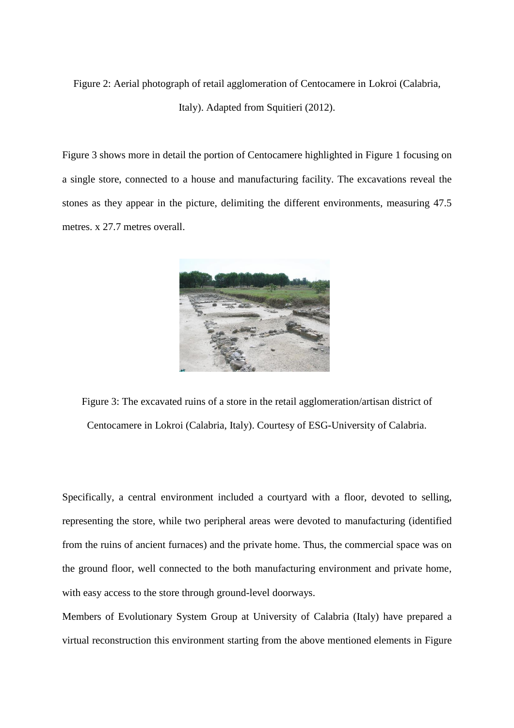Figure 2: Aerial photograph of retail agglomeration of Centocamere in Lokroi (Calabria, Italy). Adapted from Squitieri (2012).

Figure 3 shows more in detail the portion of Centocamere highlighted in Figure 1 focusing on a single store, connected to a house and manufacturing facility. The excavations reveal the stones as they appear in the picture, delimiting the different environments, measuring 47.5 metres. x 27.7 metres overall.

Figure 3: The excavated ruins of a store in the retail agglomeration/artisan district of Centocamere in Lokroi (Calabria, Italy). Courtesy of ESG-University of Calabria.

Specifically, a central environment included a courtyard with a floor, devoted to selling, representing the store, while two peripheral areas were devoted to manufacturing (identified from the ruins of ancient furnaces) and the private home. Thus, the commercial space was on the ground floor, well connected to the both manufacturing environment and private home, with easy access to the store through ground-level doorways.

Members of Evolutionary System Group at University of Calabria (Italy) have prepared a virtual reconstruction this environment starting from the above mentioned elements in Figure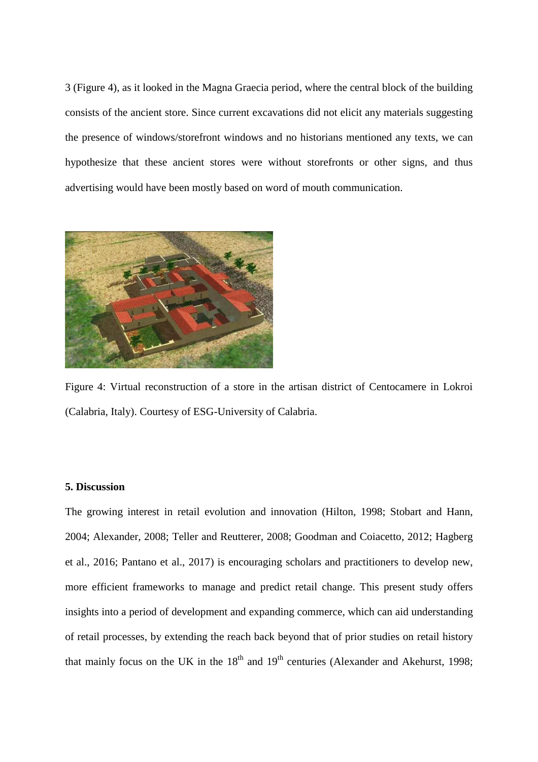3 (Figure 4), as it looked in the Magna Graecia period, where the central block of the building consists of the ancient store. Since current excavations did not elicit any materials suggesting the presence of windows/storefront windows and no historians mentioned any texts, we can hypothesize that these ancient stores were without storefronts or other signs, and thus advertising would have been mostly based on word of mouth communication.

Figure 4: Virtual reconstruction of a store in the artisan district of Centocamere in Lokroi (Calabria, Italy). Courtesy of ESG-University of Calabria.

**5. Discussion**

The growing interest in retail evolution and innovation (Hilton, 1998; Stobart and Hann, 2004; Alexander, 2008; Teller and Reutterer, 2008; Goodman and Coiacetto, 2012; Hagberg et al., 2016; Pantano et al., 2017) is encouraging scholars and practitioners to develop new, more efficient frameworks to manage and predict retail change. This present study offers insights into a period of development and expanding commerce, which can aid understanding of retail processes, by extending the reach back beyond that of prior studies on retail history that mainly focus on the UK in the 18th and 19th centuries (Alexander and Akehurst, 1998;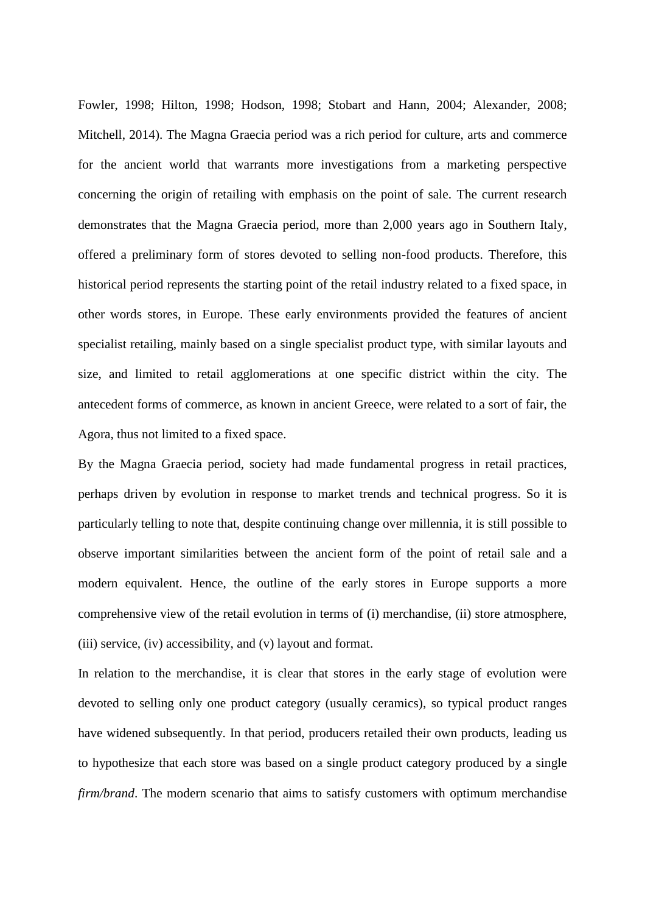Fowler, 1998; Hilton, 1998; Hodson, 1998; Stobart and Hann, 2004; Alexander, 2008; Mitchell, 2014). The Magna Graecia period was a rich period for culture, arts and commerce for the ancient world that warrants more investigations from a marketing perspective concerning the origin of retailing with emphasis on the point of sale. The current research demonstrates that the Magna Graecia period, more than 2,000 years ago in Southern Italy, offered a preliminary form of stores devoted to selling non-food products. Therefore, this historical period represents the starting point of the retail industry related to a fixed space, in other words stores, in Europe. These early environments provided the features of ancient specialist retailing, mainly based on a single specialist product type, with similar layouts and size, and limited to retail agglomerations at one specific district within the city. The antecedent forms of commerce, as known in ancient Greece, were related to a sort of fair, the Agora, thus not limited to a fixed space.

By the Magna Graecia period, society had made fundamental progress in retail practices, perhaps driven by evolution in response to market trends and technical progress. So it is particularly telling to note that, despite continuing change over millennia, it is still possible to observe important similarities between the ancient form of the point of retail sale and a modern equivalent. Hence, the outline of the early stores in Europe supports a more comprehensive view of the retail evolution in terms of (i) merchandise, (ii) store atmosphere, (iii) service, (iv) accessibility, and (v) layout and format.

In relation to the merchandise, it is clear that stores in the early stage of evolution were devoted to selling only one product category (usually ceramics), so typical product ranges have widened subsequently. In that period, producers retailed their own products, leading us to hypothesize that each store was based on a single product category produced by a single *firm/brand*. The modern scenario that aims to satisfy customers with optimum merchandise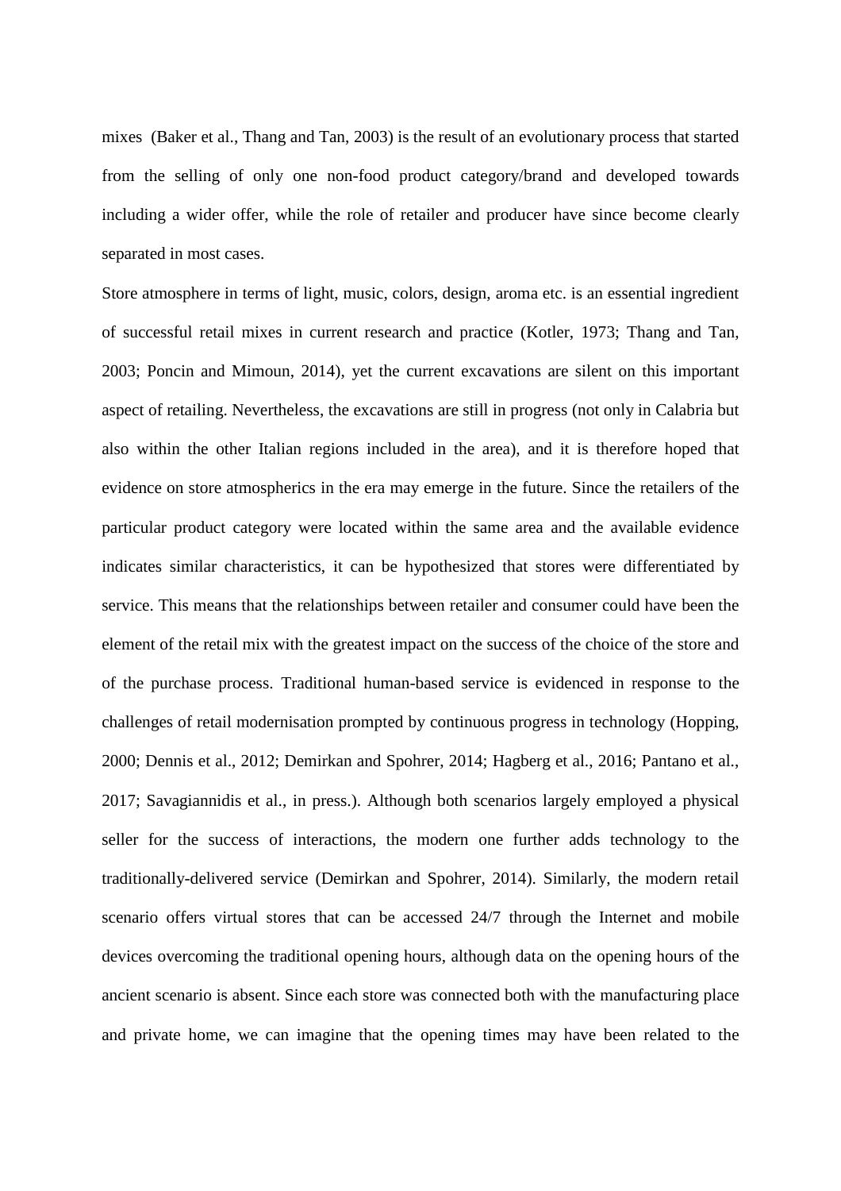mixes (Baker et al., Thang and Tan, 2003) is the result of an evolutionary process that started from the selling of only one non-food product category/brand and developed towards including a wider offer, while the role of retailer and producer have since become clearly separated in most cases.

Store atmosphere in terms of light, music, colors, design, aroma etc. is an essential ingredient of successful retail mixes in current research and practice (Kotler, 1973; Thang and Tan, 2003; Poncin and Mimoun, 2014), yet the current excavations are silent on this important aspect of retailing. Nevertheless, the excavations are still in progress (not only in Calabria but also within the other Italian regions included in the area), and it is therefore hoped that evidence on store atmospherics in the era may emerge in the future. Since the retailers of the particular product category were located within the same area and the available evidence indicates similar characteristics, it can be hypothesized that stores were differentiated by service. This means that the relationships between retailer and consumer could have been the element of the retail mix with the greatest impact on the success of the choice of the store and of the purchase process. Traditional human-based service is evidenced in response to the challenges of retail modernisation prompted by continuous progress in technology (Hopping, 2000; Dennis et al., 2012; Demirkan and Spohrer, 2014; Hagberg et al., 2016; Pantano et al., 2017; Savagiannidis et al., in press.). Although both scenarios largely employed a physical seller for the success of interactions, the modern one further adds technology to the traditionally-delivered service (Demirkan and Spohrer, 2014). Similarly, the modern retail scenario offers virtual stores that can be accessed 24/7 through the Internet and mobile devices overcoming the traditional opening hours, although data on the opening hours of the ancient scenario is absent. Since each store was connected both with the manufacturing place and private home, we can imagine that the opening times may have been related to the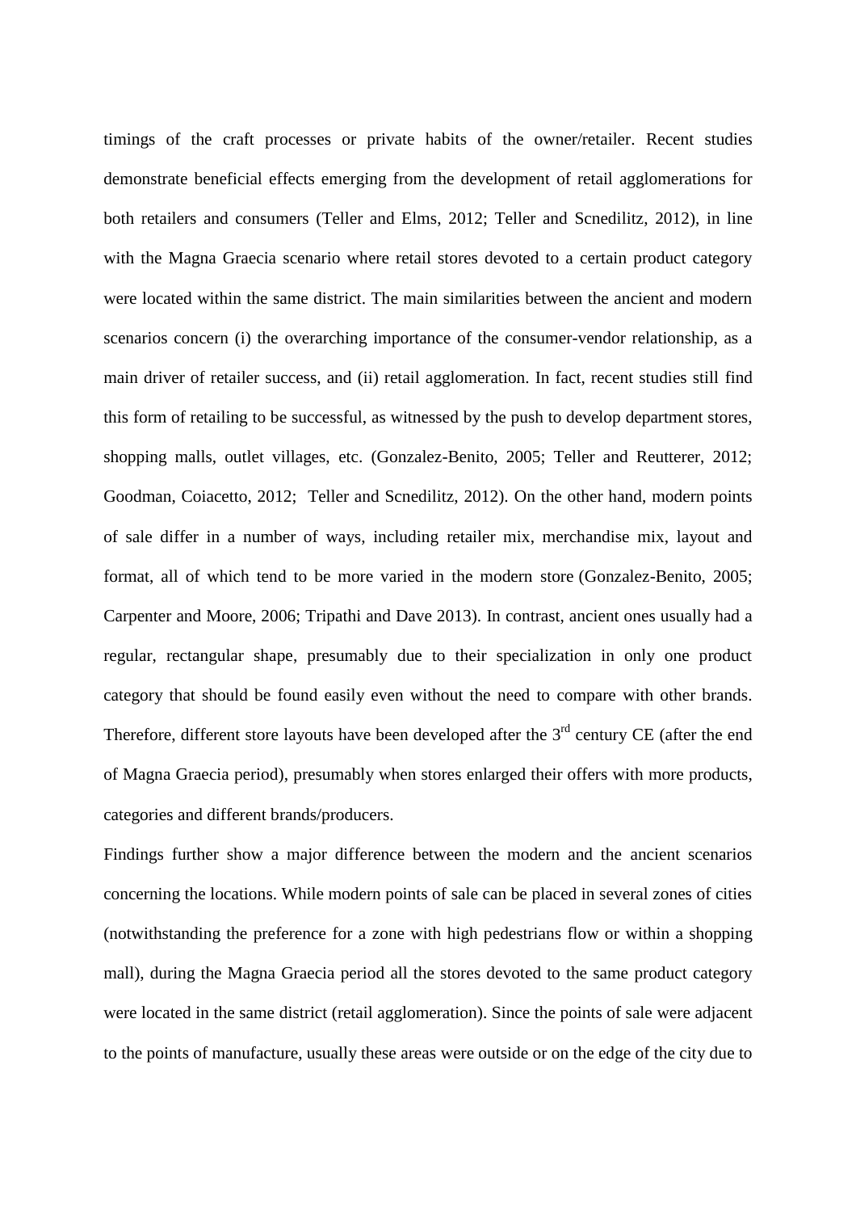timings of the craft processes or private habits of the owner/retailer. Recent studies demonstrate beneficial effects emerging from the development of retail agglomerations for both retailers and consumers (Teller and Elms, 2012; Teller and Scnedilitz, 2012), in line with the Magna Graecia scenario where retail stores devoted to a certain product category were located within the same district. The main similarities between the ancient and modern scenarios concern (i) the overarching importance of the consumer-vendor relationship, as a main driver of retailer success, and (ii) retail agglomeration. In fact, recent studies still find this form of retailing to be successful, as witnessed by the push to develop department stores, shopping malls, outlet villages, etc. (Gonzalez-Benito, 2005; Teller and Reutterer, 2012; Goodman, Coiacetto, 2012; Teller and Scnedilitz, 2012). On the other hand, modern points of sale differ in a number of ways, including retailer mix, merchandise mix, layout and format, all of which tend to be more varied in the modern store (Gonzalez-Benito, 2005; Carpenter and Moore, 2006; Tripathi and Dave 2013). In contrast, ancient ones usually had a regular, rectangular shape, presumably due to their specialization in only one product category that should be found easily even without the need to compare with other brands. Therefore, different store layouts have been developed after the 3rd century CE (after the end of Magna Graecia period), presumably when stores enlarged their offers with more products, categories and different brands/producers.

Findings further show a major difference between the modern and the ancient scenarios concerning the locations. While modern points of sale can be placed in several zones of cities (notwithstanding the preference for a zone with high pedestrians flow or within a shopping mall), during the Magna Graecia period all the stores devoted to the same product category were located in the same district (retail agglomeration). Since the points of sale were adjacent to the points of manufacture, usually these areas were outside or on the edge of the city due to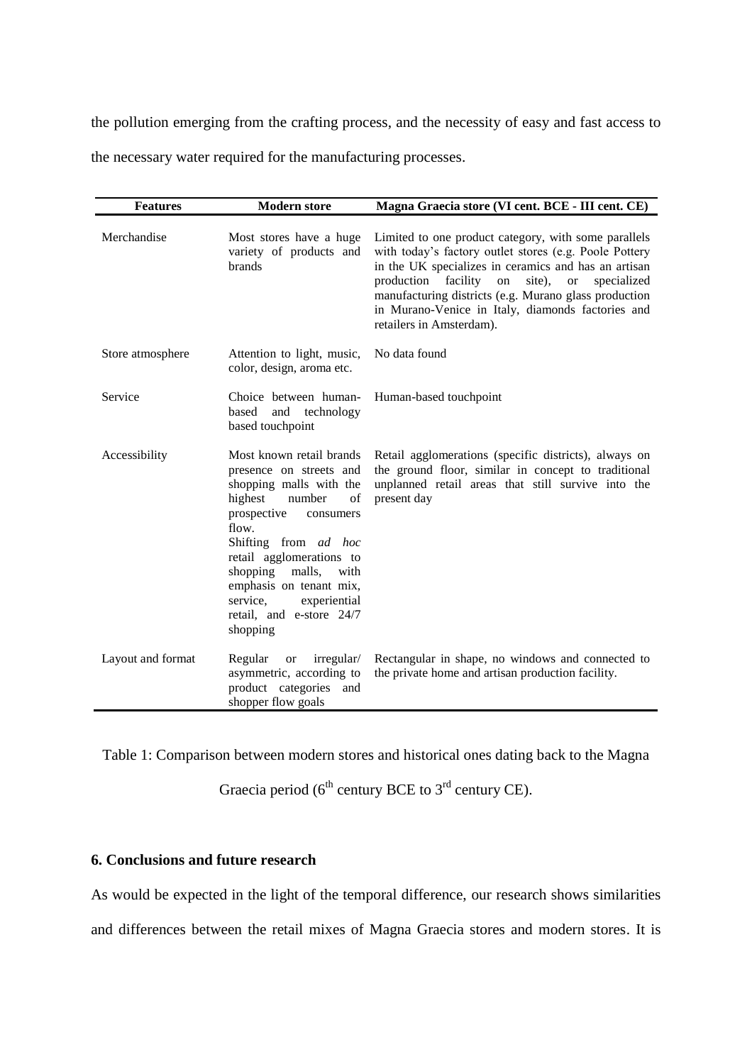the pollution emerging from the crafting process, and the necessity of easy and fast access to the necessary water required for the manufacturing processes.

| Features | Modern store | Magna Graecia store (VI cent. BCE - III cent. CE) |
|---|---|---|
| Merchandise | Most stores have a huge variety of products and brands | Limited to one product category, with some parallels with today's factory outlet stores (e.g. Poole Pottery in the UK specializes in ceramics and has an artisan production facility on site), or specialized manufacturing districts (e.g. Murano glass production in Murano-Venice in Italy, diamonds factories and retailers in Amsterdam). |
| Store atmosphere | Attention to light, music, color, design, aroma etc. | No data found |
| Service | Choice between human-based and technology based touchpoint | Human-based touchpoint |
| Accessibility | Most known retail brands presence on streets and shopping malls with the highest number of prospective consumers flow. Shifting from *ad hoc* retail agglomerations to shopping malls, with emphasis on tenant mix, service, experiential retail, and e-store 24/7 shopping | Retail agglomerations (specific districts), always on the ground floor, similar in concept to traditional unplanned retail areas that still survive into the present day |
| Layout and format | Regular or irregular/ asymmetric, according to product categories and shopper flow goals | Rectangular in shape, no windows and connected to the private home and artisan production facility. |

Table 1: Comparison between modern stores and historical ones dating back to the Magna Graecia period (6th century BCE to 3rd century CE).

## 6. Conclusions and future research

As would be expected in the light of the temporal difference, our research shows similarities and differences between the retail mixes of Magna Graecia stores and modern stores. It is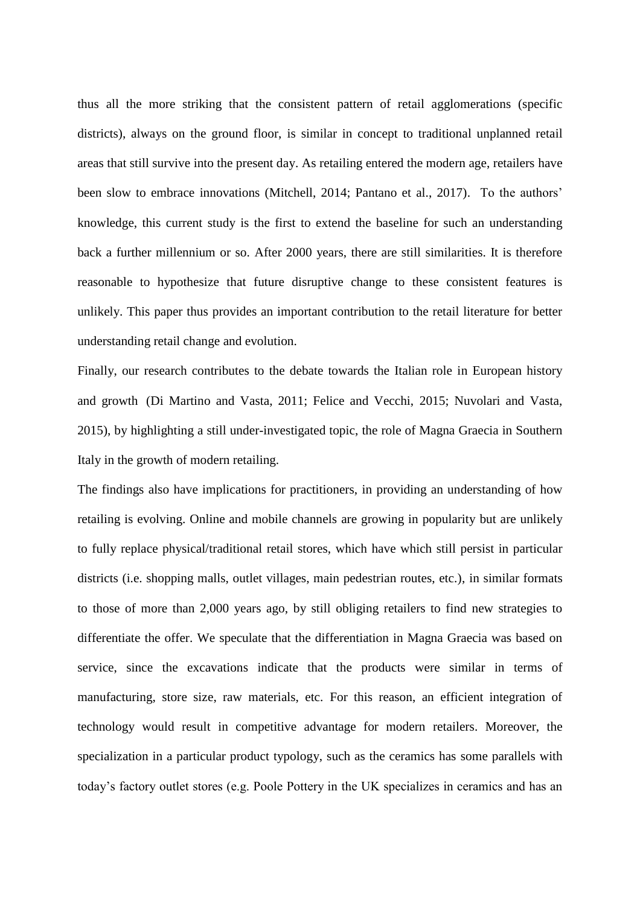thus all the more striking that the consistent pattern of retail agglomerations (specific districts), always on the ground floor, is similar in concept to traditional unplanned retail areas that still survive into the present day. As retailing entered the modern age, retailers have been slow to embrace innovations (Mitchell, 2014; Pantano et al., 2017). To the authors' knowledge, this current study is the first to extend the baseline for such an understanding back a further millennium or so. After 2000 years, there are still similarities. It is therefore reasonable to hypothesize that future disruptive change to these consistent features is unlikely. This paper thus provides an important contribution to the retail literature for better understanding retail change and evolution.

Finally, our research contributes to the debate towards the Italian role in European history and growth (Di Martino and Vasta, 2011; Felice and Vecchi, 2015; Nuvolari and Vasta, 2015), by highlighting a still under-investigated topic, the role of Magna Graecia in Southern Italy in the growth of modern retailing.

The findings also have implications for practitioners, in providing an understanding of how retailing is evolving. Online and mobile channels are growing in popularity but are unlikely to fully replace physical/traditional retail stores, which have which still persist in particular districts (i.e. shopping malls, outlet villages, main pedestrian routes, etc.), in similar formats to those of more than 2,000 years ago, by still obliging retailers to find new strategies to differentiate the offer. We speculate that the differentiation in Magna Graecia was based on service, since the excavations indicate that the products were similar in terms of manufacturing, store size, raw materials, etc. For this reason, an efficient integration of technology would result in competitive advantage for modern retailers. Moreover, the specialization in a particular product typology, such as the ceramics has some parallels with today's factory outlet stores (e.g. Poole Pottery in the UK specializes in ceramics and has an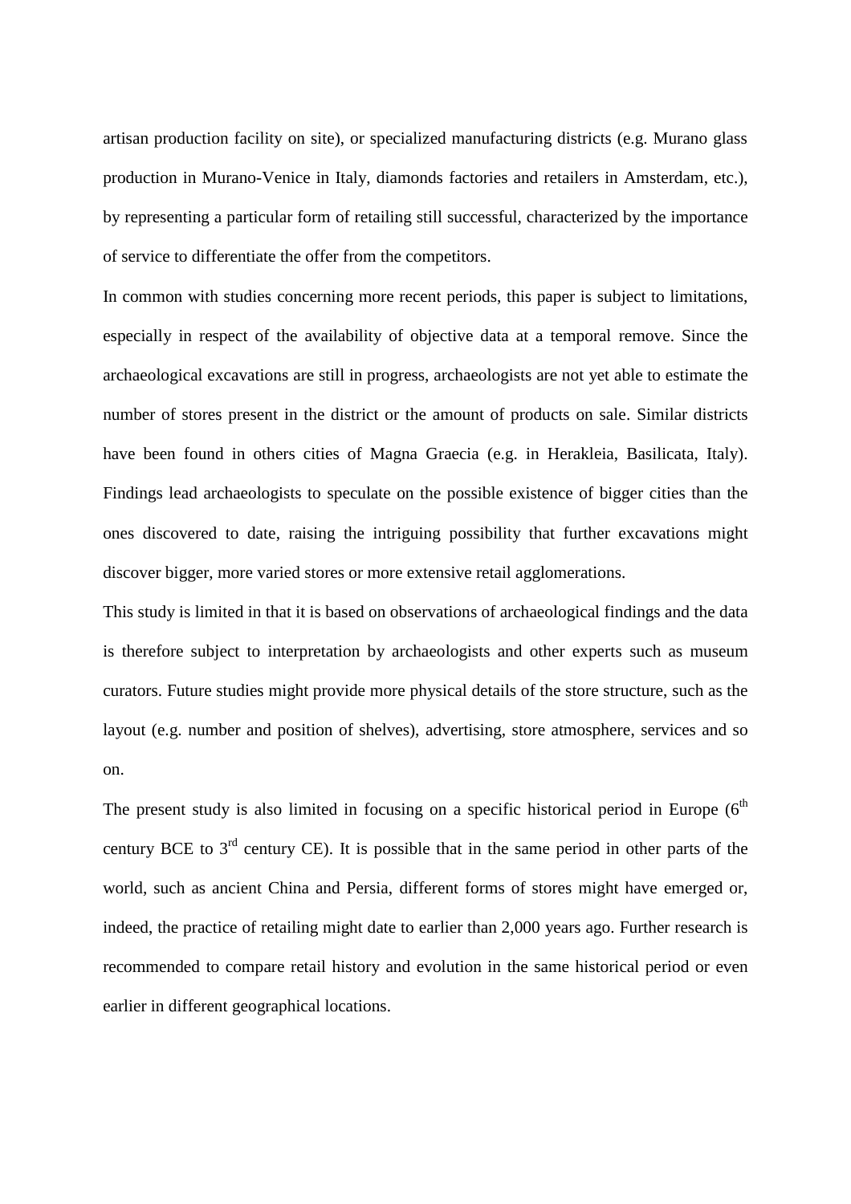artisan production facility on site), or specialized manufacturing districts (e.g. Murano glass production in Murano-Venice in Italy, diamonds factories and retailers in Amsterdam, etc.), by representing a particular form of retailing still successful, characterized by the importance of service to differentiate the offer from the competitors.

In common with studies concerning more recent periods, this paper is subject to limitations, especially in respect of the availability of objective data at a temporal remove. Since the archaeological excavations are still in progress, archaeologists are not yet able to estimate the number of stores present in the district or the amount of products on sale. Similar districts have been found in others cities of Magna Graecia (e.g. in Herakleia, Basilicata, Italy). Findings lead archaeologists to speculate on the possible existence of bigger cities than the ones discovered to date, raising the intriguing possibility that further excavations might discover bigger, more varied stores or more extensive retail agglomerations.

This study is limited in that it is based on observations of archaeological findings and the data is therefore subject to interpretation by archaeologists and other experts such as museum curators. Future studies might provide more physical details of the store structure, such as the layout (e.g. number and position of shelves), advertising, store atmosphere, services and so on.

The present study is also limited in focusing on a specific historical period in Europe (6th century BCE to 3rd century CE). It is possible that in the same period in other parts of the world, such as ancient China and Persia, different forms of stores might have emerged or, indeed, the practice of retailing might date to earlier than 2,000 years ago. Further research is recommended to compare retail history and evolution in the same historical period or even earlier in different geographical locations.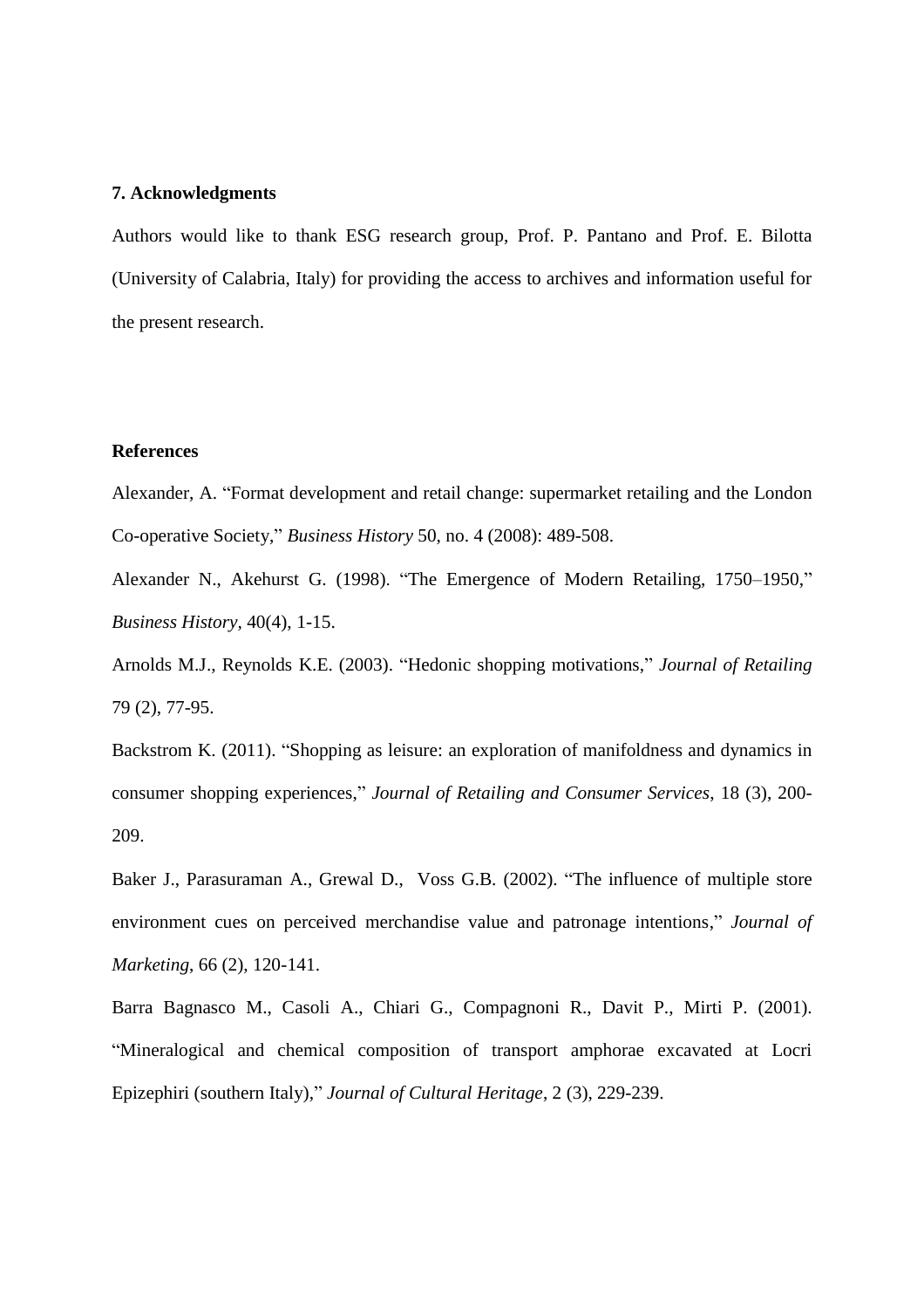## 7. Acknowledgments

Authors would like to thank ESG research group, Prof. P. Pantano and Prof. E. Bilotta (University of Calabria, Italy) for providing the access to archives and information useful for the present research.

## References

Alexander, A. "Format development and retail change: supermarket retailing and the London Co-operative Society," *Business History* 50, no. 4 (2008): 489-508.

Alexander N., Akehurst G. (1998). "The Emergence of Modern Retailing, 1750–1950," *Business History*, 40(4), 1-15.

Arnolds M.J., Reynolds K.E. (2003). "Hedonic shopping motivations," *Journal of Retailing* 79 (2), 77-95.

Backstrom K. (2011). "Shopping as leisure: an exploration of manifoldness and dynamics in consumer shopping experiences," *Journal of Retailing and Consumer Services*, 18 (3), 200-209.

Baker J., Parasuraman A., Grewal D., Voss G.B. (2002). "The influence of multiple store environment cues on perceived merchandise value and patronage intentions," *Journal of Marketing*, 66 (2), 120-141.

Barra Bagnasco M., Casoli A., Chiari G., Compagnoni R., Davit P., Mirti P. (2001). "Mineralogical and chemical composition of transport amphorae excavated at Locri Epizephiri (southern Italy)," *Journal of Cultural Heritage*, 2 (3), 229-239.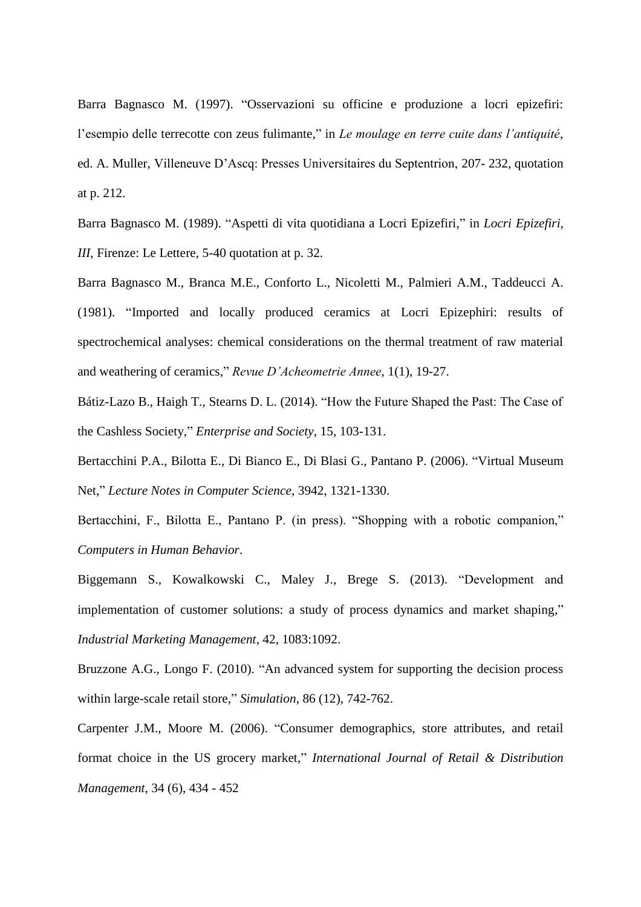Barra Bagnasco M. (1997). “Osservazioni su officine e produzione a locri epizefiri: l’esempio delle terrecotte con zeus fulimante,” in *Le moulage en terre cuite dans l’antiquité*, ed. A. Muller, Villeneuve D’Ascq: Presses Universitaires du Septentrion, 207- 232, quotation at p. 212.

Barra Bagnasco M. (1989). “Aspetti di vita quotidiana a Locri Epizefiri,” in *Locri Epizefiri, III*, Firenze: Le Lettere, 5-40 quotation at p. 32.

Barra Bagnasco M., Branca M.E., Conforto L., Nicoletti M., Palmieri A.M., Taddeucci A. (1981). “Imported and locally produced ceramics at Locri Epizephiri: results of spectrochemical analyses: chemical considerations on the thermal treatment of raw material and weathering of ceramics,” *Revue D’Acheometrie Annee*, 1(1), 19-27.

Bátiz-Lazo B., Haigh T., Stearns D. L. (2014). “How the Future Shaped the Past: The Case of the Cashless Society,” *Enterprise and Society*, 15, 103-131.

Bertacchini P.A., Bilotta E., Di Bianco E., Di Blasi G., Pantano P. (2006). “Virtual Museum Net,” *Lecture Notes in Computer Science*, 3942, 1321-1330.

Bertacchini, F., Bilotta E., Pantano P. (in press). “Shopping with a robotic companion,” *Computers in Human Behavior*.

Biggemann S., Kowalkowski C., Maley J., Brege S. (2013). “Development and implementation of customer solutions: a study of process dynamics and market shaping,” *Industrial Marketing Management*, 42, 1083:1092.

Bruzzone A.G., Longo F. (2010). “An advanced system for supporting the decision process within large-scale retail store,” *Simulation*, 86 (12), 742-762.

Carpenter J.M., Moore M. (2006). “Consumer demographics, store attributes, and retail format choice in the US grocery market,” *International Journal of Retail & Distribution Management*, 34 (6), 434 - 452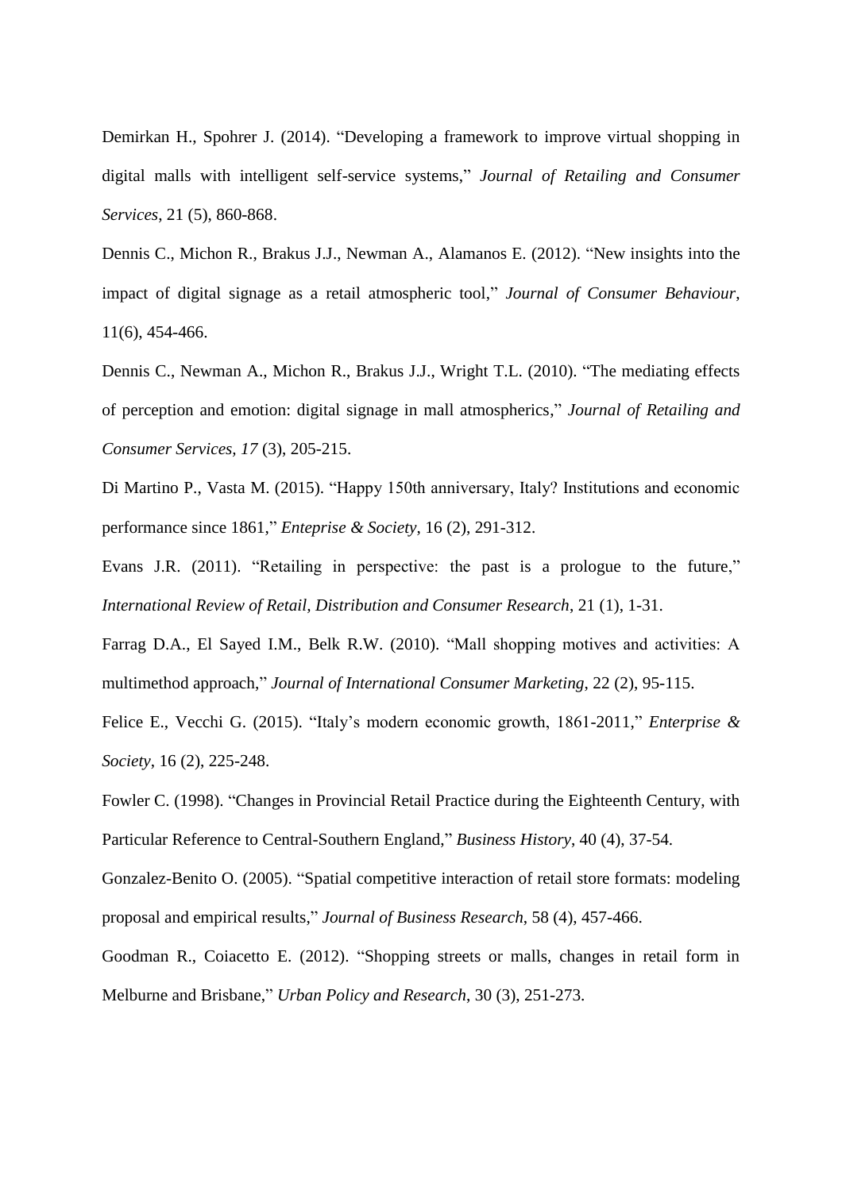Demirkan H., Spohrer J. (2014). "Developing a framework to improve virtual shopping in digital malls with intelligent self-service systems," *Journal of Retailing and Consumer Services*, 21 (5), 860-868.

Dennis C., Michon R., Brakus J.J., Newman A., Alamanos E. (2012). "New insights into the impact of digital signage as a retail atmospheric tool," *Journal of Consumer Behaviour*, 11(6), 454-466.

Dennis C., Newman A., Michon R., Brakus J.J., Wright T.L. (2010). "The mediating effects of perception and emotion: digital signage in mall atmospherics," *Journal of Retailing and Consumer Services, 17* (3), 205-215.

Di Martino P., Vasta M. (2015). "Happy 150th anniversary, Italy? Institutions and economic performance since 1861," *Enteprise & Society*, 16 (2), 291-312.

Evans J.R. (2011). "Retailing in perspective: the past is a prologue to the future," *International Review of Retail, Distribution and Consumer Research*, 21 (1), 1-31.

Farrag D.A., El Sayed I.M., Belk R.W. (2010). "Mall shopping motives and activities: A multimethod approach," *Journal of International Consumer Marketing*, 22 (2), 95-115.

Felice E., Vecchi G. (2015). "Italy's modern economic growth, 1861-2011," *Enterprise & Society*, 16 (2), 225-248.

Fowler C. (1998). "Changes in Provincial Retail Practice during the Eighteenth Century, with Particular Reference to Central-Southern England," *Business History*, 40 (4), 37-54.

Gonzalez-Benito O. (2005). "Spatial competitive interaction of retail store formats: modeling proposal and empirical results," *Journal of Business Research*, 58 (4), 457-466.

Goodman R., Coiacetto E. (2012). "Shopping streets or malls, changes in retail form in Melburne and Brisbane," *Urban Policy and Research*, 30 (3), 251-273.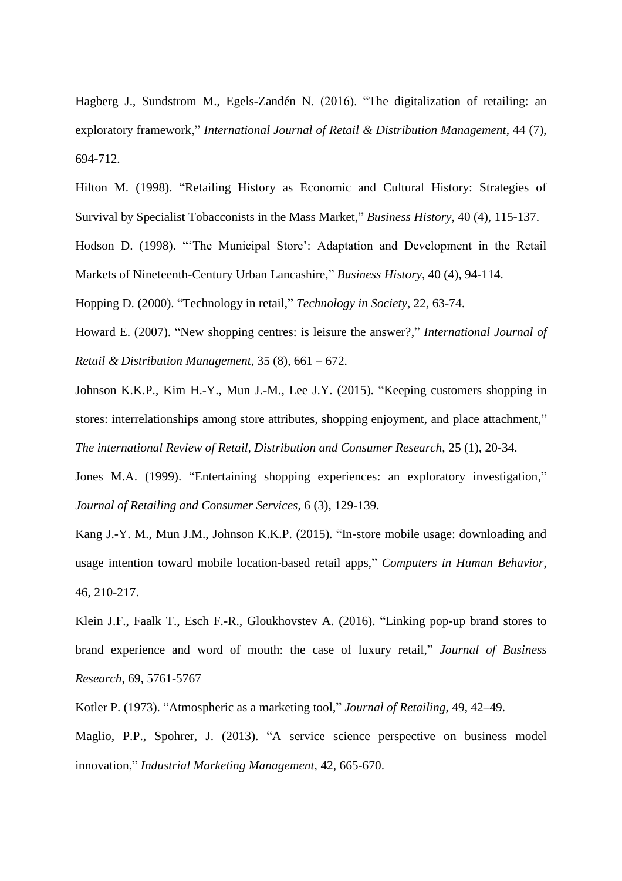Hagberg J., Sundstrom M., Egels-Zandén N. (2016). "The digitalization of retailing: an exploratory framework," *International Journal of Retail & Distribution Management*, 44 (7), 694-712.

Hilton M. (1998). "Retailing History as Economic and Cultural History: Strategies of Survival by Specialist Tobacconists in the Mass Market," *Business History*, 40 (4), 115-137.

Hodson D. (1998). "'The Municipal Store': Adaptation and Development in the Retail Markets of Nineteenth-Century Urban Lancashire," *Business History*, 40 (4), 94-114.

Hopping D. (2000). "Technology in retail," *Technology in Society*, 22, 63-74.

Howard E. (2007). "New shopping centres: is leisure the answer?," *International Journal of Retail & Distribution Management*, 35 (8), 661 – 672.

Johnson K.K.P., Kim H.-Y., Mun J.-M., Lee J.Y. (2015). "Keeping customers shopping in stores: interrelationships among store attributes, shopping enjoyment, and place attachment," *The international Review of Retail, Distribution and Consumer Research*, 25 (1), 20-34.

Jones M.A. (1999). "Entertaining shopping experiences: an exploratory investigation," *Journal of Retailing and Consumer Services*, 6 (3), 129-139.

Kang J.-Y. M., Mun J.M., Johnson K.K.P. (2015). "In-store mobile usage: downloading and usage intention toward mobile location-based retail apps," *Computers in Human Behavior*, 46, 210-217.

Klein J.F., Faalk T., Esch F.-R., Gloukhovstev A. (2016). "Linking pop-up brand stores to brand experience and word of mouth: the case of luxury retail," *Journal of Business Research*, 69, 5761-5767

Kotler P. (1973). "Atmospheric as a marketing tool," *Journal of Retailing*, 49, 42–49.

Maglio, P.P., Spohrer, J. (2013). "A service science perspective on business model innovation," *Industrial Marketing Management*, 42, 665-670.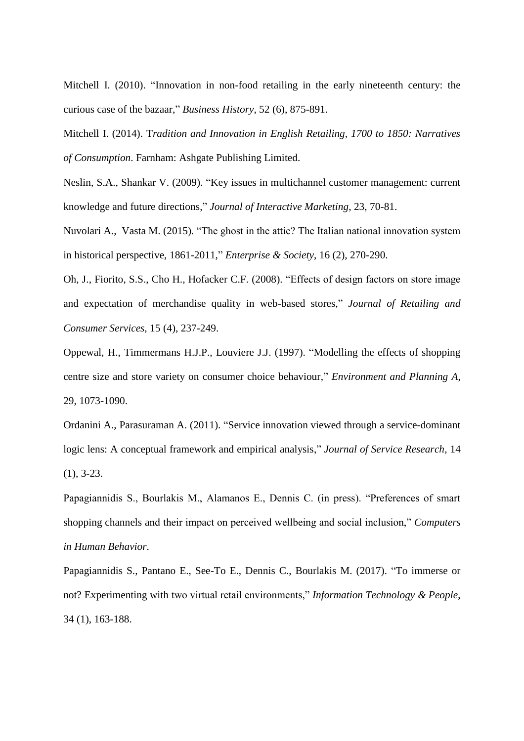Mitchell I. (2010). "Innovation in non-food retailing in the early nineteenth century: the curious case of the bazaar," *Business History*, 52 (6), 875-891.

Mitchell I. (2014). T*radition and Innovation in English Retailing, 1700 to 1850: Narratives of Consumption*. Farnham: Ashgate Publishing Limited.

Neslin, S.A., Shankar V. (2009). "Key issues in multichannel customer management: current knowledge and future directions," *Journal of Interactive Marketing*, 23, 70-81.

Nuvolari A., Vasta M. (2015). "The ghost in the attic? The Italian national innovation system in historical perspective, 1861-2011," *Enterprise & Society*, 16 (2), 270-290.

Oh, J., Fiorito, S.S., Cho H., Hofacker C.F. (2008). "Effects of design factors on store image and expectation of merchandise quality in web-based stores," *Journal of Retailing and Consumer Services*, 15 (4), 237-249.

Oppewal, H., Timmermans H.J.P., Louviere J.J. (1997). "Modelling the effects of shopping centre size and store variety on consumer choice behaviour," *Environment and Planning A*, 29, 1073-1090.

Ordanini A., Parasuraman A. (2011). "Service innovation viewed through a service-dominant logic lens: A conceptual framework and empirical analysis," *Journal of Service Research*, 14 (1), 3-23.

Papagiannidis S., Bourlakis M., Alamanos E., Dennis C. (in press). "Preferences of smart shopping channels and their impact on perceived wellbeing and social inclusion," *Computers in Human Behavior*.

Papagiannidis S., Pantano E., See-To E., Dennis C., Bourlakis M. (2017). "To immerse or not? Experimenting with two virtual retail environments," *Information Technology & People*, 34 (1), 163-188.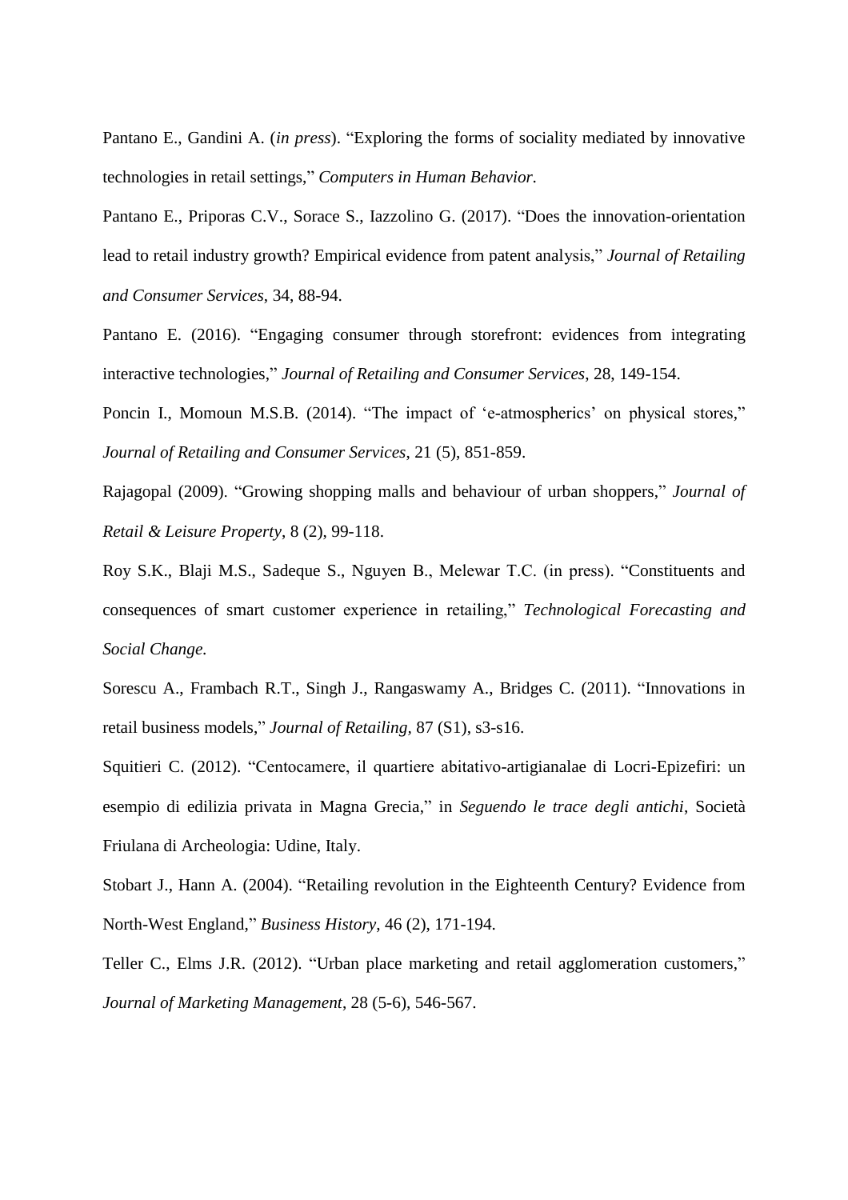Pantano E., Gandini A. (*in press*). "Exploring the forms of sociality mediated by innovative technologies in retail settings," *Computers in Human Behavior.*

Pantano E., Priporas C.V., Sorace S., Iazzolino G. (2017). "Does the innovation-orientation lead to retail industry growth? Empirical evidence from patent analysis," *Journal of Retailing and Consumer Services*, 34, 88-94.

Pantano E. (2016). "Engaging consumer through storefront: evidences from integrating interactive technologies," *Journal of Retailing and Consumer Services*, 28, 149-154.

Poncin I., Momoun M.S.B. (2014). "The impact of 'e-atmospherics' on physical stores," *Journal of Retailing and Consumer Services*, 21 (5), 851-859.

Rajagopal (2009). "Growing shopping malls and behaviour of urban shoppers," *Journal of Retail & Leisure Property*, 8 (2), 99-118.

Roy S.K., Blaji M.S., Sadeque S., Nguyen B., Melewar T.C. (in press). "Constituents and consequences of smart customer experience in retailing," *Technological Forecasting and Social Change.*

Sorescu A., Frambach R.T., Singh J., Rangaswamy A., Bridges C. (2011). "Innovations in retail business models," *Journal of Retailing,* 87 (S1), s3-s16.

Squitieri C. (2012). "Centocamere, il quartiere abitativo-artigianalae di Locri-Epizefiri: un esempio di edilizia privata in Magna Grecia," in *Seguendo le trace degli antichi*, Società Friulana di Archeologia: Udine, Italy.

Stobart J., Hann A. (2004). "Retailing revolution in the Eighteenth Century? Evidence from North-West England," *Business History*, 46 (2), 171-194.

Teller C., Elms J.R. (2012). "Urban place marketing and retail agglomeration customers," *Journal of Marketing Management*, 28 (5-6), 546-567.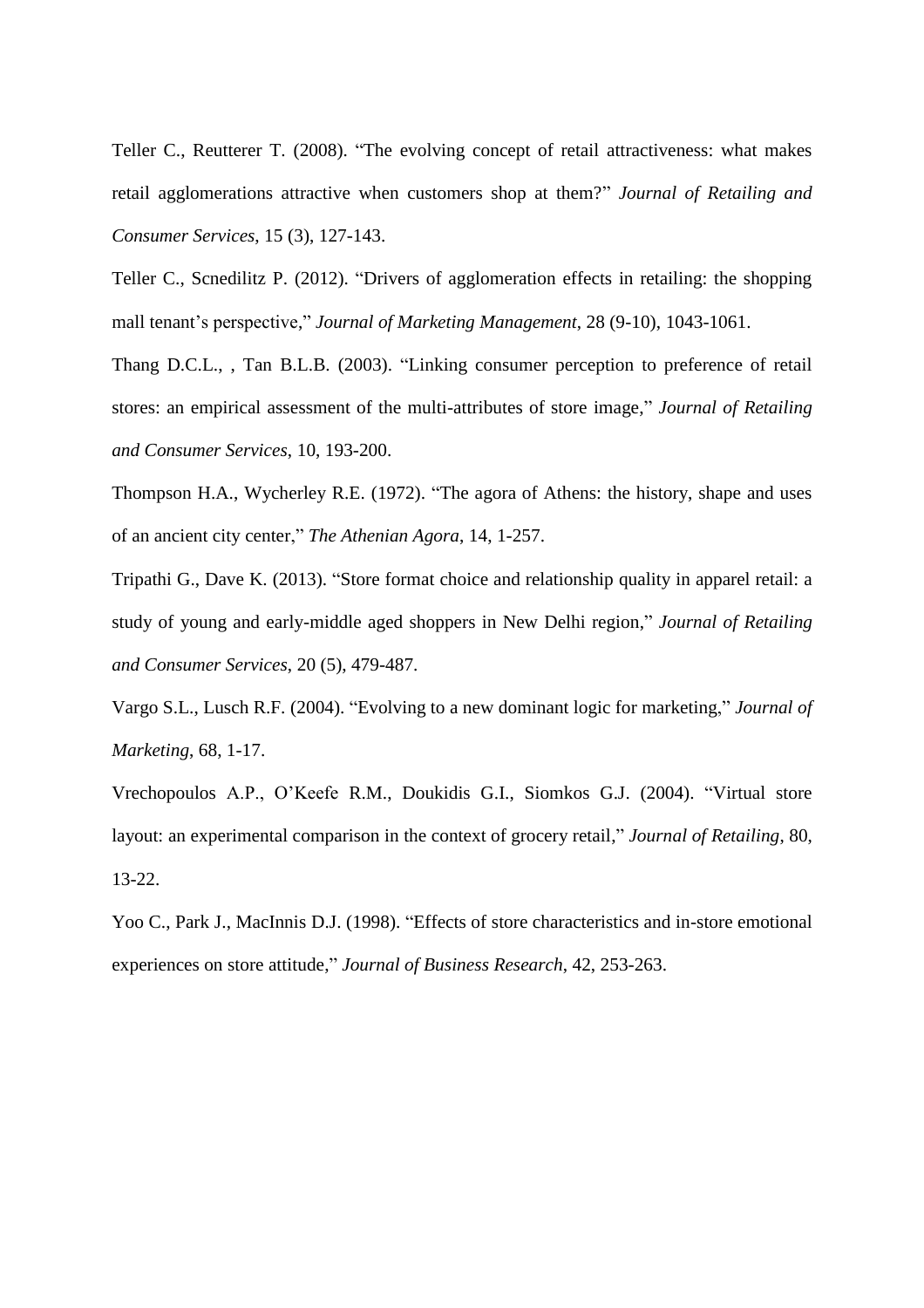Teller C., Reutterer T. (2008). “The evolving concept of retail attractiveness: what makes retail agglomerations attractive when customers shop at them?” *Journal of Retailing and Consumer Services*, 15 (3), 127-143.

Teller C., Scnedilitz P. (2012). “Drivers of agglomeration effects in retailing: the shopping mall tenant’s perspective,” *Journal of Marketing Management*, 28 (9-10), 1043-1061.

Thang D.C.L., , Tan B.L.B. (2003). “Linking consumer perception to preference of retail stores: an empirical assessment of the multi-attributes of store image,” *Journal of Retailing and Consumer Services*, 10, 193-200.

Thompson H.A., Wycherley R.E. (1972). “The agora of Athens: the history, shape and uses of an ancient city center,” *The Athenian Agora*, 14, 1-257.

Tripathi G., Dave K. (2013). “Store format choice and relationship quality in apparel retail: a study of young and early-middle aged shoppers in New Delhi region,” *Journal of Retailing and Consumer Services*, 20 (5), 479-487.

Vargo S.L., Lusch R.F. (2004). “Evolving to a new dominant logic for marketing,” *Journal of Marketing*, 68, 1-17.

Vrechopoulos A.P., O’Keefe R.M., Doukidis G.I., Siomkos G.J. (2004). “Virtual store layout: an experimental comparison in the context of grocery retail,” *Journal of Retailing*, 80, 13-22.

Yoo C., Park J., MacInnis D.J. (1998). “Effects of store characteristics and in-store emotional experiences on store attitude,” *Journal of Business Research*, 42, 253-263.